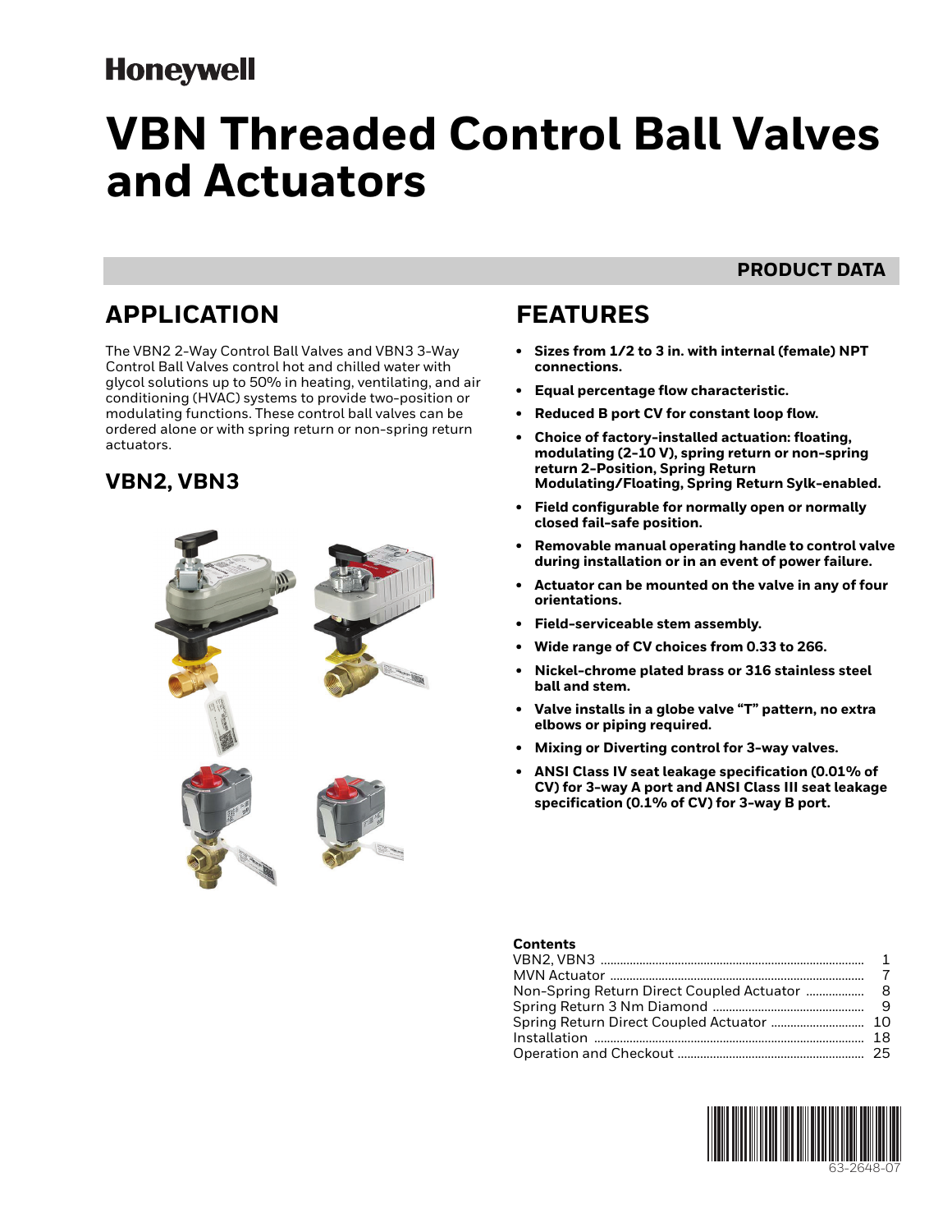Honeywell

# VBN Threaded Control Ball Valves and Actuators

PRODUCT DATA

## APPLICATION

The VBN2 2-Way Control Ball Valves and VBN3 3-Way Control Ball Valves control hot and chilled water with glycol solutions up to 50% in heating, ventilating, and air conditioning (HVAC) systems to provide two-position or modulating functions. These control ball valves can be ordered alone or with spring return or non-spring return actuators.

### VBN2, VBN3

## FEATURES

- **Sizes from 1/2 to 3 in. with internal (female) NPT connections.**
- **Equal percentage flow characteristic.**
- **Reduced B port CV for constant loop flow.**
- **Choice of factory-installed actuation: floating, modulating (2-10 V), spring return or non-spring return 2-Position, Spring Return Modulating/Floating, Spring Return Sylk-enabled.**
- **Field configurable for normally open or normally closed fail-safe position.**
- **Removable manual operating handle to control valve during installation or in an event of power failure.**
- **Actuator can be mounted on the valve in any of four orientations.**
- **Field-serviceable stem assembly.**
- **Wide range of CV choices from 0.33 to 266.**
- **Nickel-chrome plated brass or 316 stainless steel ball and stem.**
- **Valve installs in a globe valve "T" pattern, no extra elbows or piping required.**
- **Mixing or Diverting control for 3-way valves.**
- **ANSI Class IV seat leakage specification (0.01% of CV) for 3-way A port and ANSI Class III seat leakage specification (0.1% of CV) for 3-way B port.**

**Contents**

| | |
|---|---|
| VBN2, VBN3 | 1 |
| MVN Actuator | 7 |
| Non-Spring Return Direct Coupled Actuator | 8 |
| Spring Return 3 Nm Diamond | 9 |
| Spring Return Direct Coupled Actuator | 10 |
| Installation | 18 |
| Operation and Checkout | 25 |

63-2648-07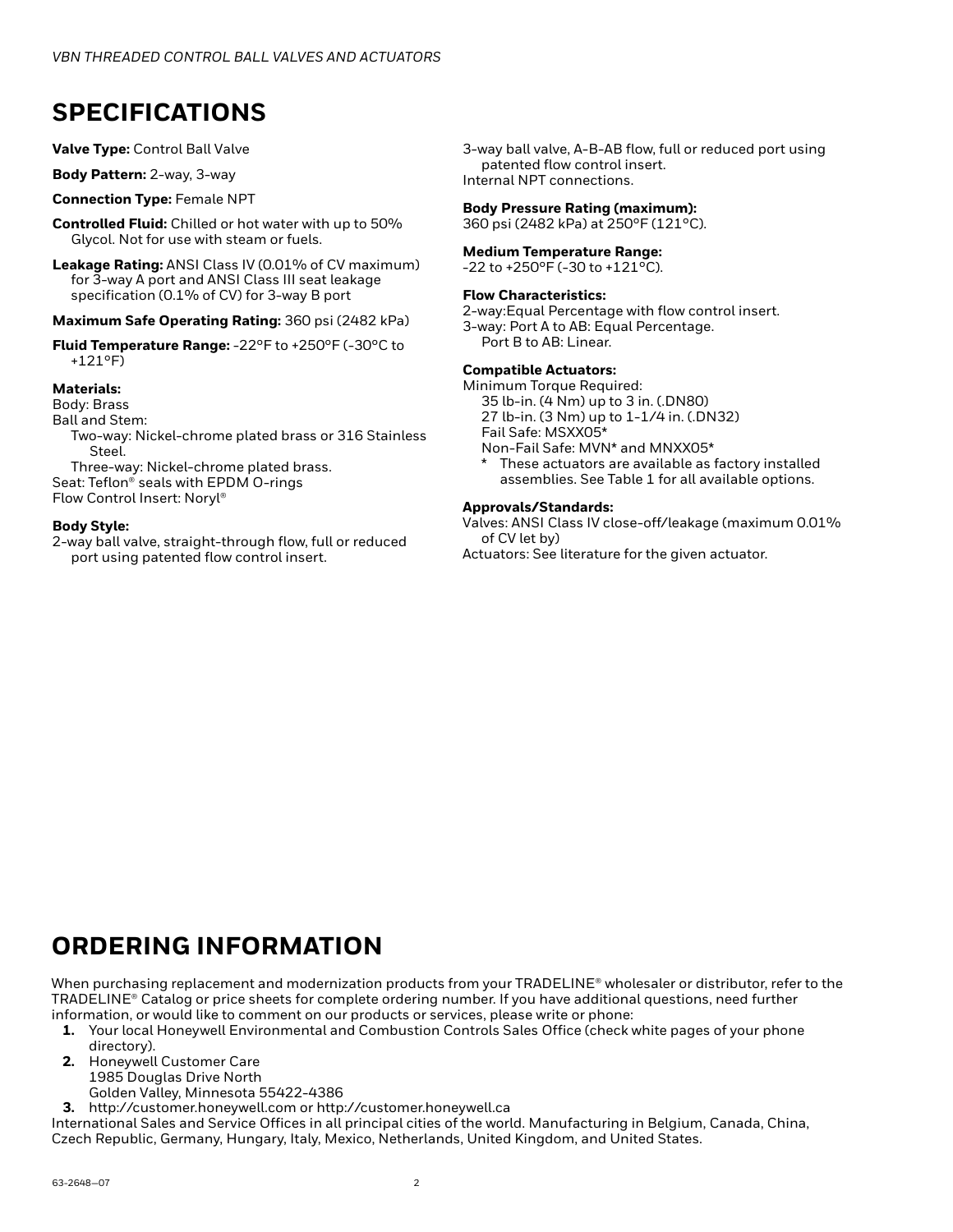## SPECIFICATIONS

**Valve Type:** Control Ball Valve

**Body Pattern:** 2-way, 3-way

**Connection Type:** Female NPT

**Controlled Fluid:** Chilled or hot water with up to 50% Glycol. Not for use with steam or fuels.

**Leakage Rating:** ANSI Class IV (0.01% of CV maximum) for 3-way A port and ANSI Class III seat leakage specification (0.1% of CV) for 3-way B port

**Maximum Safe Operating Rating:** 360 psi (2482 kPa)

**Fluid Temperature Range:** -22°F to +250°F (-30°C to +121°F)

**Materials:**
Body: Brass
Ball and Stem:
Two-way: Nickel-chrome plated brass or 316 Stainless Steel.
Three-way: Nickel-chrome plated brass.
Seat: Teflon® seals with EPDM O-rings
Flow Control Insert: Noryl®

**Body Style:**
2-way ball valve, straight-through flow, full or reduced port using patented flow control insert.
3-way ball valve, A-B-AB flow, full or reduced port using patented flow control insert.
Internal NPT connections.

**Body Pressure Rating (maximum):**
360 psi (2482 kPa) at 250°F (121°C).

**Medium Temperature Range:**
-22 to +250°F (-30 to +121°C).

**Flow Characteristics:**
2-way:Equal Percentage with flow control insert.
3-way: Port A to AB: Equal Percentage.
Port B to AB: Linear.

**Compatible Actuators:**
Minimum Torque Required:
35 lb-in. (4 Nm) up to 3 in. (.DN80)
27 lb-in. (3 Nm) up to 1-1/4 in. (.DN32)
Fail Safe: MSXX05*
Non-Fail Safe: MVN* and MNXX05*
\* These actuators are available as factory installed assemblies. See Table 1 for all available options.

**Approvals/Standards:**
Valves: ANSI Class IV close-off/leakage (maximum 0.01% of CV let by)
Actuators: See literature for the given actuator.

## ORDERING INFORMATION

When purchasing replacement and modernization products from your TRADELINE® wholesaler or distributor, refer to the TRADELINE® Catalog or price sheets for complete ordering number. If you have additional questions, need further information, or would like to comment on our products or services, please write or phone:

1. Your local Honeywell Environmental and Combustion Controls Sales Office (check white pages of your phone directory).
2. Honeywell Customer Care
   1985 Douglas Drive North
   Golden Valley, Minnesota 55422-4386
3. http://customer.honeywell.com or http://customer.honeywell.ca

International Sales and Service Offices in all principal cities of the world. Manufacturing in Belgium, Canada, China, Czech Republic, Germany, Hungary, Italy, Mexico, Netherlands, United Kingdom, and United States.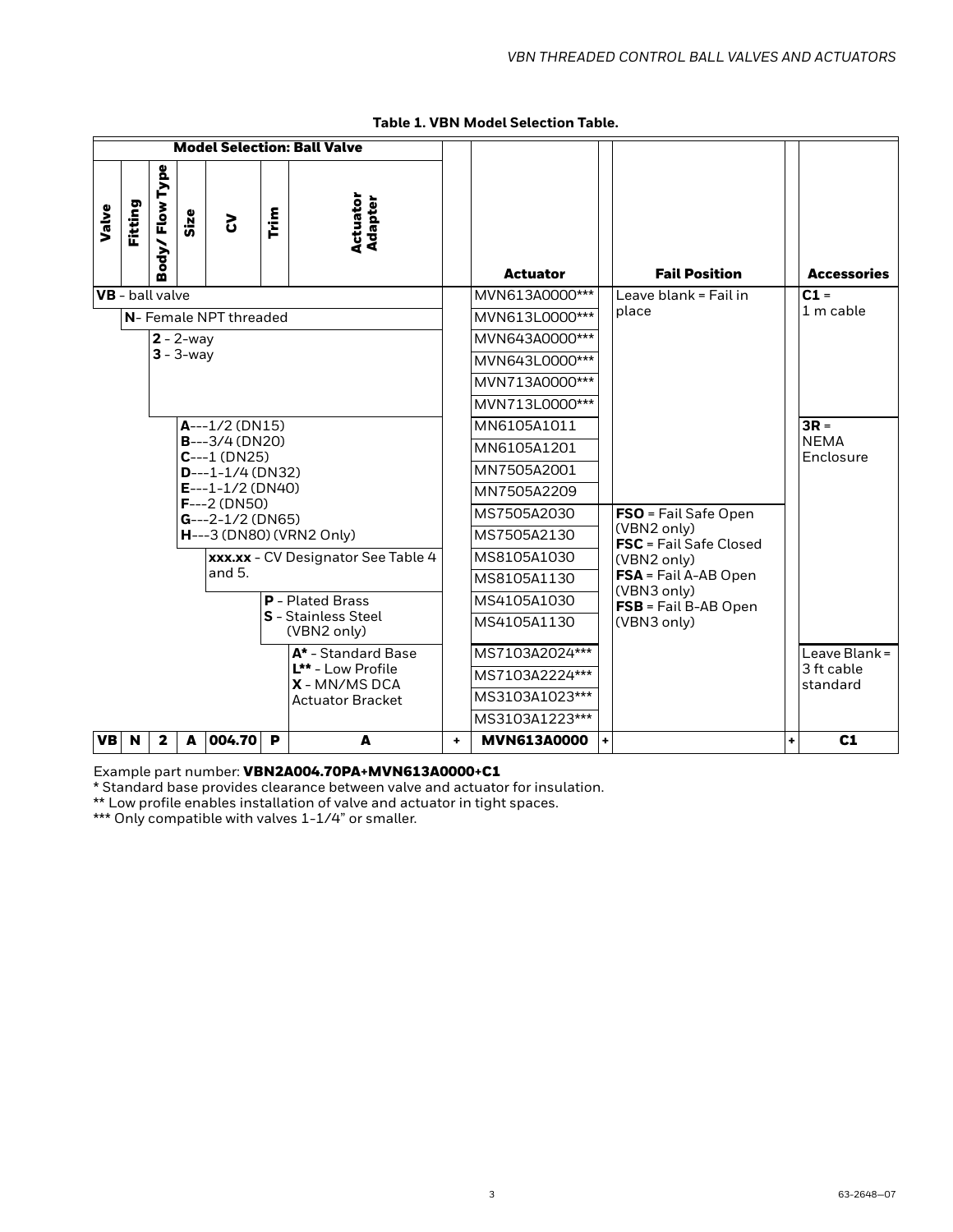**Table 1. VBN Model Selection Table.**

| Model Selection: Ball Valve | | | | | | | | | | | | | |
|---|---|---|---|---|---|---|---|---|---|---|---|---|---|
| Valve | Fitting | Body/ Flow Type | Size | CV | Trim | Actuator Adapter | | Actuator | | Fail Position | | Accessories |
| **VB** - ball valve | | | | | | | | MVN613A0000*** | | Leave blank = Fail in place | | **C1** = 1 m cable |
| | **N**- Female NPT threaded | | | | | | | MVN613L0000*** | | | | |
| | | **2** - 2-way<br>**3** - 3-way | | | | | | MVN643A0000*** | | | | |
| | | | | | | | | MVN643L0000*** | | | | |
| | | | | | | | | MVN713A0000*** | | | | |
| | | | | | | | | MVN713L0000*** | | | | |
| | | | **A**---1/2 (DN15)<br>**B**---3/4 (DN20)<br>**C**---1 (DN25)<br>**D**---1-1/4 (DN32)<br>**E**---1-1/2 (DN40)<br>**F**---2 (DN50)<br>**G**---2-1/2 (DN65)<br>**H**---3 (DN80) (VRN2 Only) | | | | | MN6105A1011 | | | | **3R** = NEMA Enclosure |
| | | | | | | | | MN6105A1201 | | | | |
| | | | | | | | | MN7505A2001 | | | | |
| | | | | | | | | MN7505A2209 | | | | |
| | | | | | | | | MS7505A2030 | | **FSO** = Fail Safe Open (VBN2 only)<br>**FSC** = Fail Safe Closed (VBN2 only)<br>**FSA** = Fail A-AB Open (VBN3 only)<br>**FSB** = Fail B-AB Open (VBN3 only) | | |
| | | | | | | | | MS7505A2130 | | | | |
| | | | | **xxx.xx** - CV Designator See Table 4 and 5. | | | | MS8105A1030 | | | | |
| | | | | | | | | MS8105A1130 | | | | |
| | | | | | **P** - Plated Brass<br>**S** - Stainless Steel (VBN2 only) | | | MS4105A1030 | | | | |
| | | | | | | | | MS4105A1130 | | | | |
| | | | | | | **A*** - Standard Base<br>**L**** - Low Profile<br>**X** - MN/MS DCA Actuator Bracket | | MS7103A2024*** | | | | Leave Blank = 3 ft cable standard |
| | | | | | | | | MS7103A2224*** | | | | |
| | | | | | | | | MS3103A1023*** | | | | |
| | | | | | | | | MS3103A1223*** | | | | |
| **VB** | **N** | **2** | **A** | **004.70** | **P** | **A** | **+** | **MVN613A0000** | **+** | | **+** | **C1** |

Example part number: **VBN2A004.70PA+MVN613A0000+C1**

* Standard base provides clearance between valve and actuator for insulation.

** Low profile enables installation of valve and actuator in tight spaces.

*** Only compatible with valves 1-1/4" or smaller.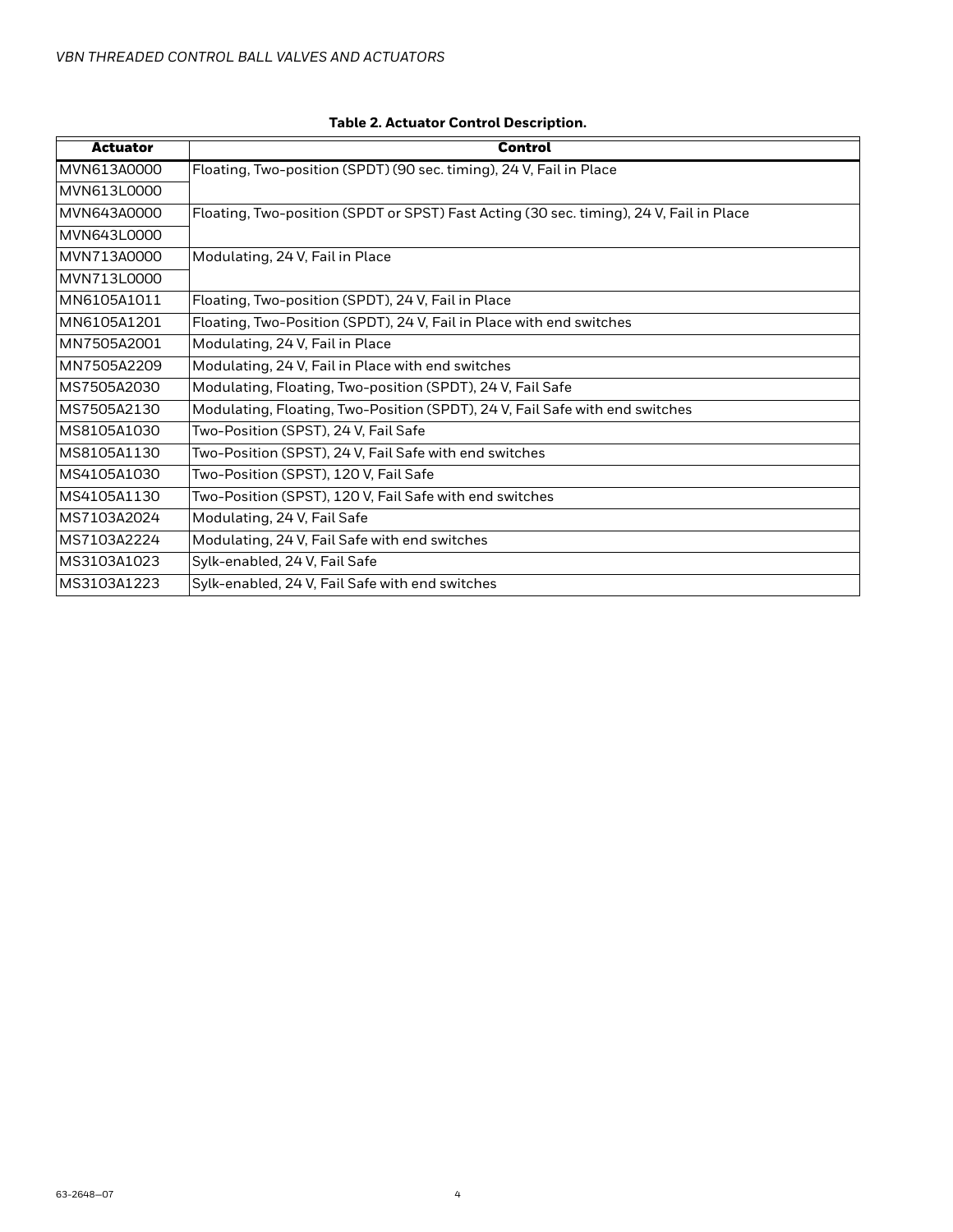**Table 2. Actuator Control Description.**

| Actuator | Control |
|---|---|
| MVN613A0000 | Floating, Two-position (SPDT) (90 sec. timing), 24 V, Fail in Place |
| MVN613L0000 | |
| MVN643A0000 | Floating, Two-position (SPDT or SPST) Fast Acting (30 sec. timing), 24 V, Fail in Place |
| MVN643L0000 | |
| MVN713A0000 | Modulating, 24 V, Fail in Place |
| MVN713L0000 | |
| MN6105A1011 | Floating, Two-position (SPDT), 24 V, Fail in Place |
| MN6105A1201 | Floating, Two-Position (SPDT), 24 V, Fail in Place with end switches |
| MN7505A2001 | Modulating, 24 V, Fail in Place |
| MN7505A2209 | Modulating, 24 V, Fail in Place with end switches |
| MS7505A2030 | Modulating, Floating, Two-position (SPDT), 24 V, Fail Safe |
| MS7505A2130 | Modulating, Floating, Two-Position (SPDT), 24 V, Fail Safe with end switches |
| MS8105A1030 | Two-Position (SPST), 24 V, Fail Safe |
| MS8105A1130 | Two-Position (SPST), 24 V, Fail Safe with end switches |
| MS4105A1030 | Two-Position (SPST), 120 V, Fail Safe |
| MS4105A1130 | Two-Position (SPST), 120 V, Fail Safe with end switches |
| MS7103A2024 | Modulating, 24 V, Fail Safe |
| MS7103A2224 | Modulating, 24 V, Fail Safe with end switches |
| MS3103A1023 | Sylk-enabled, 24 V, Fail Safe |
| MS3103A1223 | Sylk-enabled, 24 V, Fail Safe with end switches |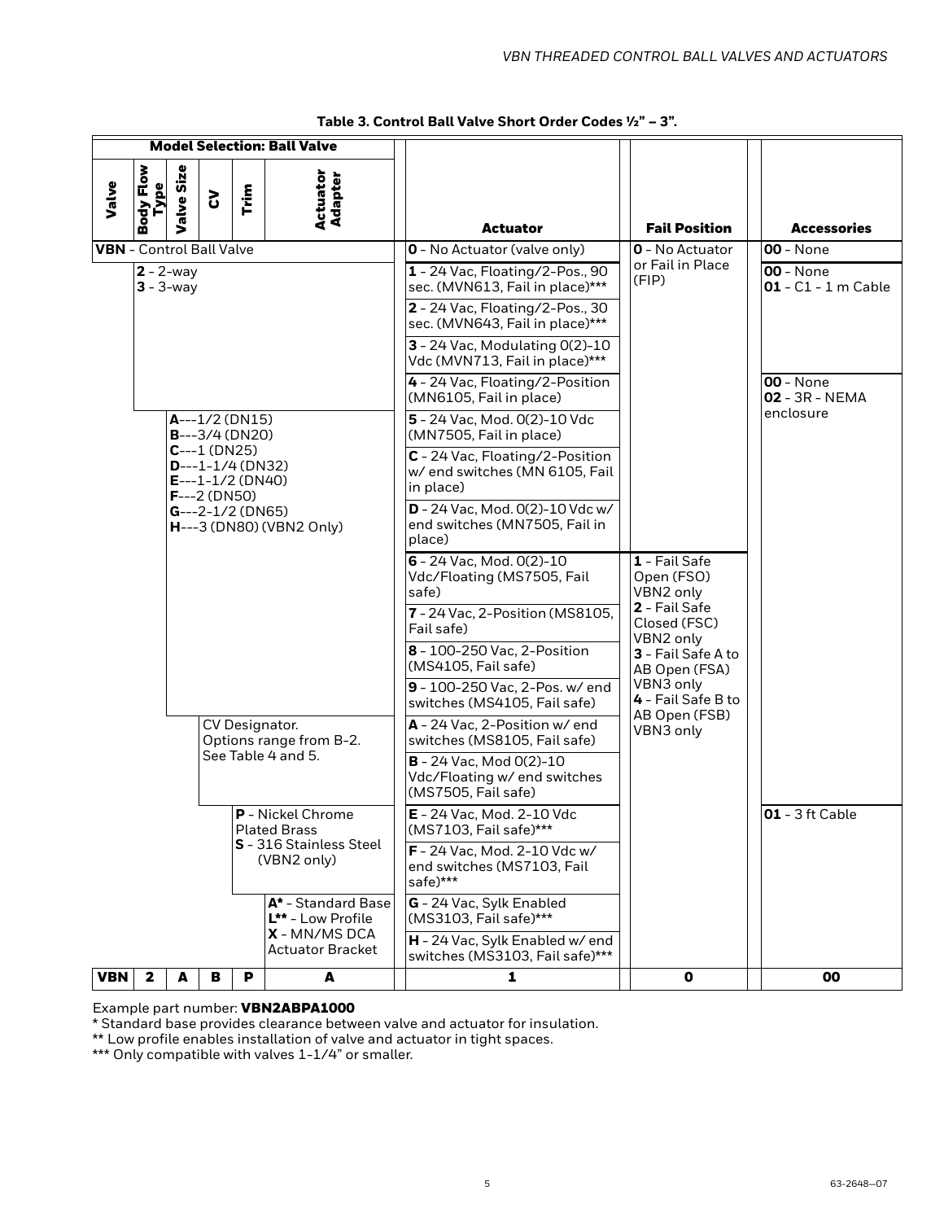**Table 3. Control Ball Valve Short Order Codes ½" – 3".**

| Model Selection: Ball Valve | | | | | | | | |
|---|---|---|---|---|---|---|---|---|
| **Valve** | **Body Flow Type** | **Valve Size** | **CV** | **Trim** | **Actuator Adapter** | **Actuator** | **Fail Position** | **Accessories** |
| **VBN** - Control Ball Valve | | | | | | **0** - No Actuator (valve only) | **0** - No Actuator or Fail in Place (FIP) | **00** - None |
| | **2** - 2-way<br>**3** - 3-way | | | | | **1** - 24 Vac, Floating/2-Pos., 90 sec. (MVN613, Fail in place)***<br>**2** - 24 Vac, Floating/2-Pos., 30 sec. (MVN643, Fail in place)***<br>**3** - 24 Vac, Modulating 0(2)-10 Vdc (MVN713, Fail in place)*** | | **00** - None<br>**01** - C1 - 1 m Cable |
| | | **A**---1/2 (DN15)<br>**B**---3/4 (DN20)<br>**C**---1 (DN25)<br>**D**---1-1/4 (DN32)<br>**E**---1-1/2 (DN40)<br>**F**---2 (DN50)<br>**G**---2-1/2 (DN65)<br>**H**---3 (DN80) (VBN2 Only) | | | | **4** - 24 Vac, Floating/2-Position (MN6105, Fail in place)<br>**5** - 24 Vac, Mod. 0(2)-10 Vdc (MN7505, Fail in place)<br>**C** - 24 Vac, Floating/2-Position w/ end switches (MN 6105, Fail in place)<br>**D** - 24 Vac, Mod. 0(2)-10 Vdc w/ end switches (MN7505, Fail in place) | | **00** - None<br>**02** - 3R - NEMA enclosure |
| | | | | | | **6** - 24 Vac, Mod. 0(2)-10 Vdc/Floating (MS7505, Fail safe)<br>**7** - 24 Vac, 2-Position (MS8105, Fail safe)<br>**8** - 100-250 Vac, 2-Position (MS4105, Fail safe)<br>**9** - 100-250 Vac, 2-Pos. w/ end switches (MS4105, Fail safe) | **1** - Fail Safe Open (FSO) VBN2 only<br>**2** - Fail Safe Closed (FSC) VBN2 only<br>**3** - Fail Safe A to AB Open (FSA) VBN3 only<br>**4** - Fail Safe B to AB Open (FSB) VBN3 only | |
| | | | CV Designator. Options range from B-2. See Table 4 and 5. | | | **A** - 24 Vac, 2-Position w/ end switches (MS8105, Fail safe)<br>**B** - 24 Vac, Mod 0(2)-10 Vdc/Floating w/ end switches (MS7505, Fail safe) | | |
| | | | | **P** - Nickel Chrome Plated Brass<br>**S** - 316 Stainless Steel (VBN2 only) | | **E** - 24 Vac, Mod. 2-10 Vdc (MS7103, Fail safe)***<br>**F** - 24 Vac, Mod. 2-10 Vdc w/ end switches (MS7103, Fail safe)*** | | **01** - 3 ft Cable |
| | | | | | **A*** - Standard Base<br>**L**** - Low Profile<br>**X** - MN/MS DCA Actuator Bracket | **G** - 24 Vac, Sylk Enabled (MS3103, Fail safe)***<br>**H** - 24 Vac, Sylk Enabled w/ end switches (MS3103, Fail safe)*** | | |
| **VBN** | **2** | **A** | **B** | **P** | **A** | **1** | **0** | **00** |

Example part number: **VBN2ABPA1000**

* Standard base provides clearance between valve and actuator for insulation.

** Low profile enables installation of valve and actuator in tight spaces.

*** Only compatible with valves 1-1/4" or smaller.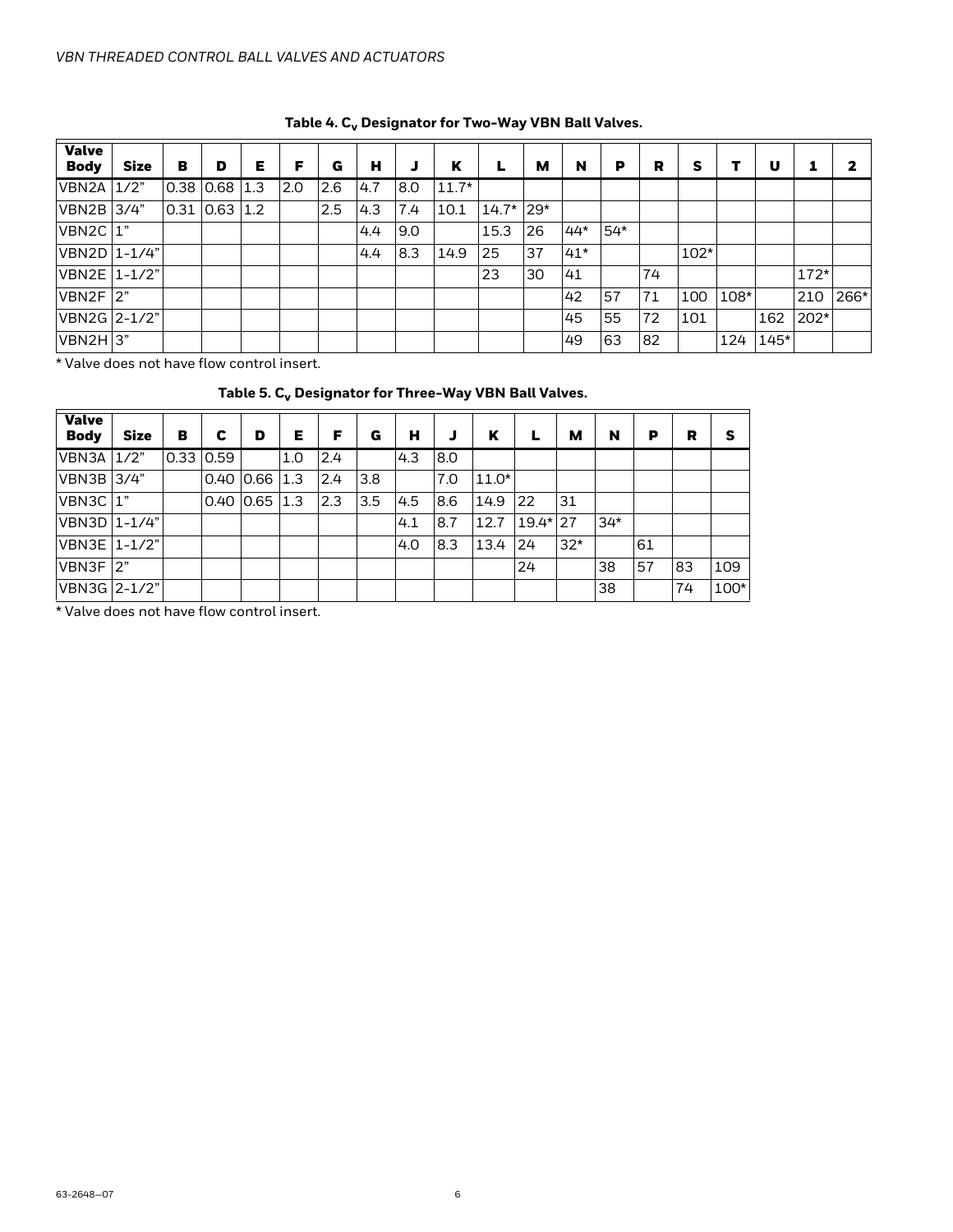**Table 4. $C_v$ Designator for Two-Way VBN Ball Valves.**

| Valve Body | Size | B | D | E | F | G | H | J | K | L | M | N | P | R | S | T | U | 1 | 2 |
|---|---|---|---|---|---|---|---|---|---|---|---|---|---|---|---|---|---|---|---|
| VBN2A | 1/2" | 0.38 | 0.68 | 1.3 | 2.0 | 2.6 | 4.7 | 8.0 | 11.7* | | | | | | | | | | |
| VBN2B | 3/4" | 0.31 | 0.63 | 1.2 | | 2.5 | 4.3 | 7.4 | 10.1 | 14.7* | 29* | | | | | | | | |
| VBN2C | 1" | | | | | | 4.4 | 9.0 | | 15.3 | 26 | 44* | 54* | | | | | | |
| VBN2D | 1-1/4" | | | | | | 4.4 | 8.3 | 14.9 | 25 | 37 | 41* | | | 102* | | | | |
| VBN2E | 1-1/2" | | | | | | | | | 23 | 30 | 41 | | 74 | | | | 172* | |
| VBN2F | 2" | | | | | | | | | | | 42 | 57 | 71 | 100 | 108* | | 210 | 266* |
| VBN2G | 2-1/2" | | | | | | | | | | | 45 | 55 | 72 | 101 | | 162 | 202* | |
| VBN2H | 3" | | | | | | | | | | | 49 | 63 | 82 | | 124 | 145* | | |

* Valve does not have flow control insert.

**Table 5. $C_v$ Designator for Three-Way VBN Ball Valves.**

| Valve Body | Size | B | C | D | E | F | G | H | J | K | L | M | N | P | R | S |
|---|---|---|---|---|---|---|---|---|---|---|---|---|---|---|---|---|
| VBN3A | 1/2" | 0.33 | 0.59 | | 1.0 | 2.4 | | 4.3 | 8.0 | | | | | | | |
| VBN3B | 3/4" | | 0.40 | 0.66 | 1.3 | 2.4 | 3.8 | | 7.0 | 11.0* | | | | | | |
| VBN3C | 1" | | 0.40 | 0.65 | 1.3 | 2.3 | 3.5 | 4.5 | 8.6 | 14.9 | 22 | 31 | | | | |
| VBN3D | 1-1/4" | | | | | | | 4.1 | 8.7 | 12.7 | 19.4* | 27 | 34* | | | |
| VBN3E | 1-1/2" | | | | | | | 4.0 | 8.3 | 13.4 | 24 | 32* | | 61 | | |
| VBN3F | 2" | | | | | | | | | | 24 | | 38 | 57 | 83 | 109 |
| VBN3G | 2-1/2" | | | | | | | | | | | | 38 | | 74 | 100* |

* Valve does not have flow control insert.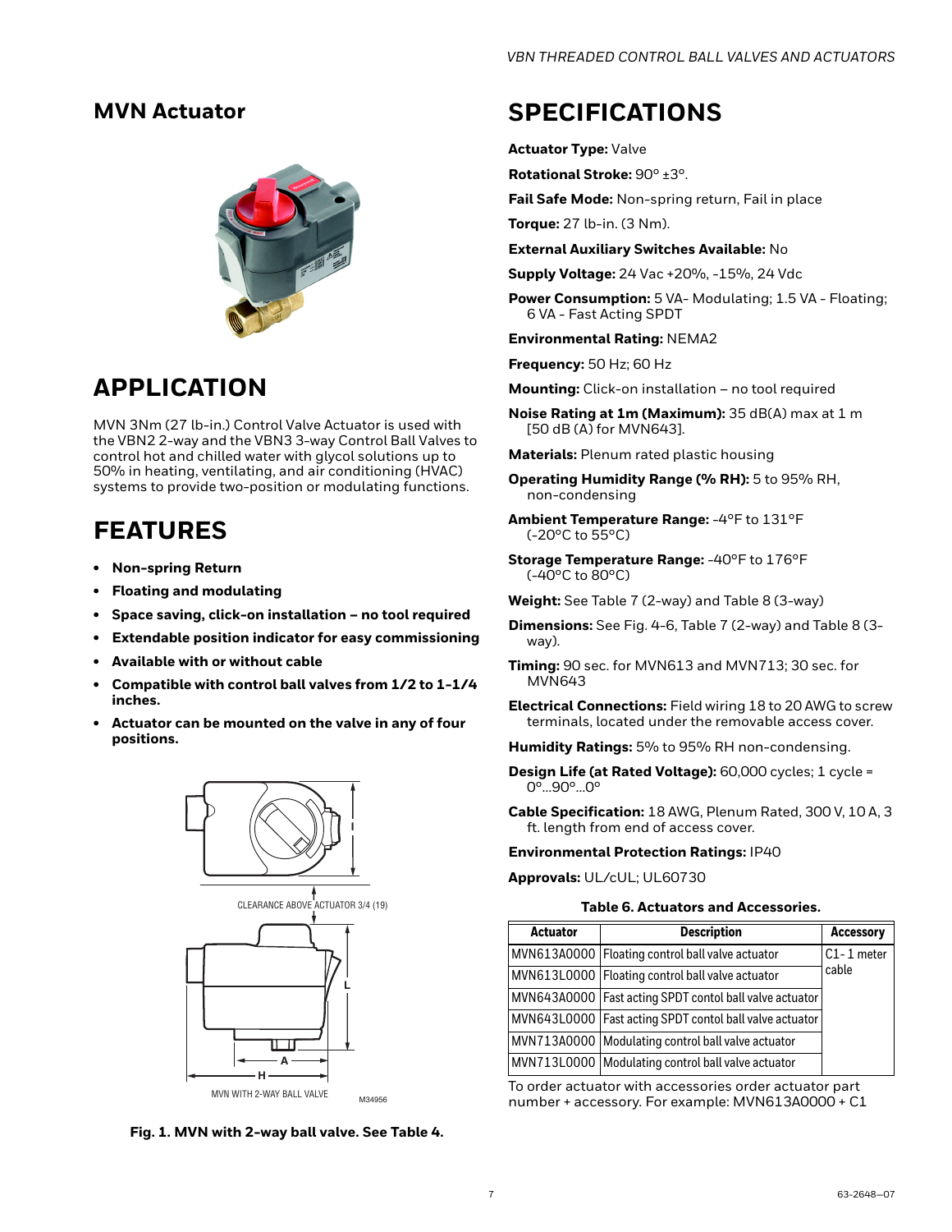## MVN Actuator

## APPLICATION

MVN 3Nm (27 lb-in.) Control Valve Actuator is used with the VBN2 2-way and the VBN3 3-way Control Ball Valves to control hot and chilled water with glycol solutions up to 50% in heating, ventilating, and air conditioning (HVAC) systems to provide two-position or modulating functions.

## FEATURES

- **Non-spring Return**
- **Floating and modulating**
- **Space saving, click-on installation – no tool required**
- **Extendable position indicator for easy commissioning**
- **Available with or without cable**
- **Compatible with control ball valves from 1/2 to 1-1/4 inches.**
- **Actuator can be mounted on the valve in any of four positions.**

CLEARANCE ABOVE ACTUATOR 3/4 (19)

MVN WITH 2-WAY BALL VALVE

M34956

**Fig. 1. MVN with 2-way ball valve. See Table 4.**

## SPECIFICATIONS

**Actuator Type:** Valve

**Rotational Stroke:** 90° ±3°.

**Fail Safe Mode:** Non-spring return, Fail in place

**Torque:** 27 lb-in. (3 Nm).

**External Auxiliary Switches Available:** No

**Supply Voltage:** 24 Vac +20%, -15%, 24 Vdc

**Power Consumption:** 5 VA- Modulating; 1.5 VA - Floating; 6 VA - Fast Acting SPDT

**Environmental Rating:** NEMA2

**Frequency:** 50 Hz; 60 Hz

**Mounting:** Click-on installation – no tool required

**Noise Rating at 1m (Maximum):** 35 dB(A) max at 1 m [50 dB (A) for MVN643].

**Materials:** Plenum rated plastic housing

**Operating Humidity Range (% RH):** 5 to 95% RH, non-condensing

**Ambient Temperature Range:** -4°F to 131°F (-20°C to 55°C)

**Storage Temperature Range:** -40°F to 176°F (-40°C to 80°C)

**Weight:** See Table 7 (2-way) and Table 8 (3-way)

**Dimensions:** See Fig. 4-6, Table 7 (2-way) and Table 8 (3-way).

**Timing:** 90 sec. for MVN613 and MVN713; 30 sec. for MVN643

**Electrical Connections:** Field wiring 18 to 20 AWG to screw terminals, located under the removable access cover.

**Humidity Ratings:** 5% to 95% RH non-condensing.

**Design Life (at Rated Voltage):** 60,000 cycles; 1 cycle = 0°...90°...0°

**Cable Specification:** 18 AWG, Plenum Rated, 300 V, 10 A, 3 ft. length from end of access cover.

**Environmental Protection Ratings:** IP40

**Approvals:** UL/cUL; UL60730

**Table 6. Actuators and Accessories.**

| Actuator | Description | Accessory |
|---|---|---|
| MVN613A0000 | Floating control ball valve actuator | C1- 1 meter cable |
| MVN613L0000 | Floating control ball valve actuator | |
| MVN643A0000 | Fast acting SPDT contol ball valve actuator | |
| MVN643L0000 | Fast acting SPDT contol ball valve actuator | |
| MVN713A0000 | Modulating control ball valve actuator | |
| MVN713L0000 | Modulating control ball valve actuator | |

To order actuator with accessories order actuator part number + accessory. For example: MVN613A0000 + C1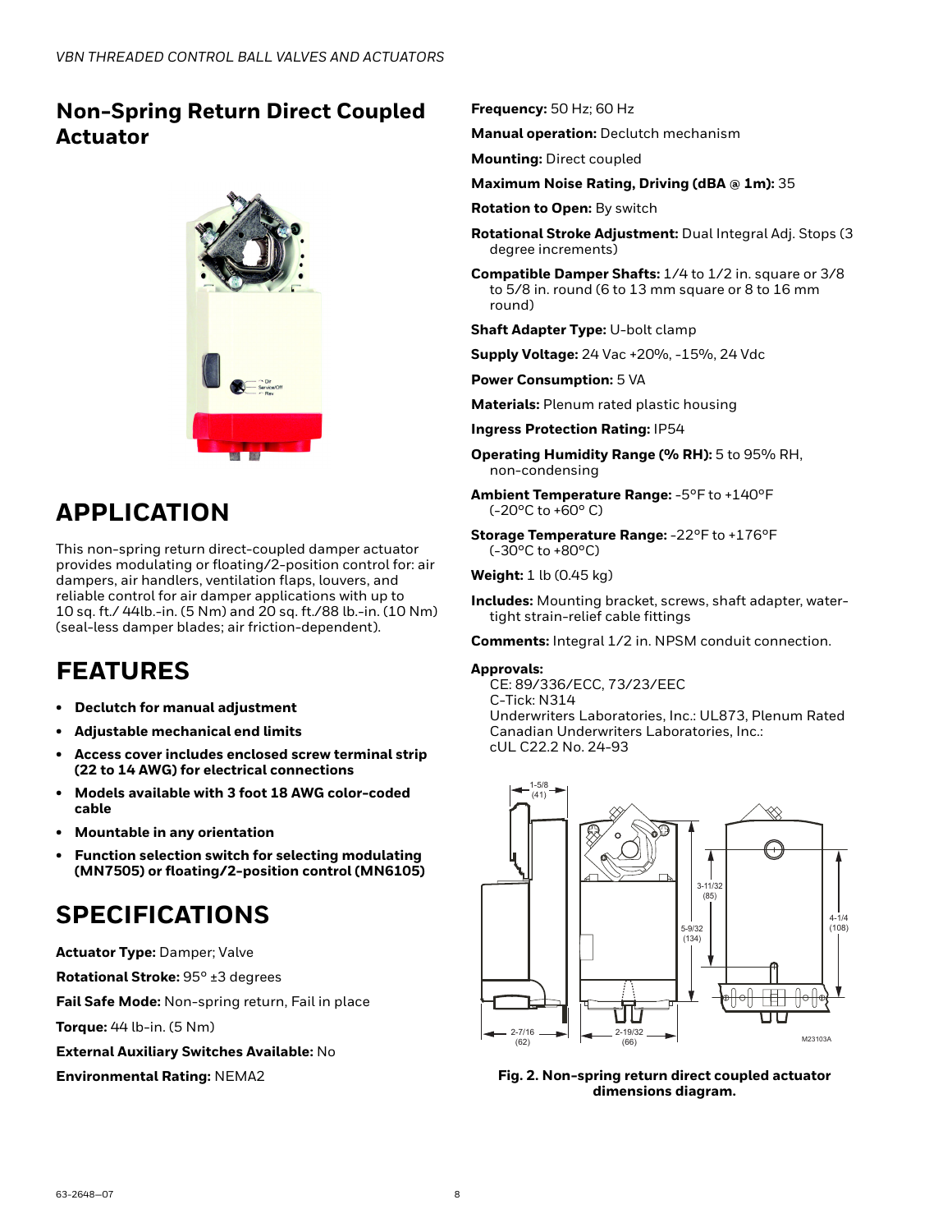## Non-Spring Return Direct Coupled Actuator

# APPLICATION

This non-spring return direct-coupled damper actuator provides modulating or floating/2-position control for: air dampers, air handlers, ventilation flaps, louvers, and reliable control for air damper applications with up to 10 sq. ft./ 44lb.-in. (5 Nm) and 20 sq. ft./88 lb.-in. (10 Nm) (seal-less damper blades; air friction-dependent).

# FEATURES

- **Declutch for manual adjustment**
- **Adjustable mechanical end limits**
- **Access cover includes enclosed screw terminal strip (22 to 14 AWG) for electrical connections**
- **Models available with 3 foot 18 AWG color-coded cable**
- **Mountable in any orientation**
- **Function selection switch for selecting modulating (MN7505) or floating/2-position control (MN6105)**

# SPECIFICATIONS

**Actuator Type:** Damper; Valve

**Rotational Stroke:** 95° ±3 degrees

**Fail Safe Mode:** Non-spring return, Fail in place

**Torque:** 44 lb-in. (5 Nm)

**External Auxiliary Switches Available:** No

**Environmental Rating:** NEMA2

**Frequency:** 50 Hz; 60 Hz

**Manual operation:** Declutch mechanism

**Mounting:** Direct coupled

**Maximum Noise Rating, Driving (dBA @ 1m):** 35

**Rotation to Open:** By switch

**Rotational Stroke Adjustment:** Dual Integral Adj. Stops (3 degree increments)

**Compatible Damper Shafts:** 1/4 to 1/2 in. square or 3/8 to 5/8 in. round (6 to 13 mm square or 8 to 16 mm round)

**Shaft Adapter Type:** U-bolt clamp

**Supply Voltage:** 24 Vac +20%, -15%, 24 Vdc

**Power Consumption:** 5 VA

**Materials:** Plenum rated plastic housing

**Ingress Protection Rating:** IP54

**Operating Humidity Range (% RH):** 5 to 95% RH, non-condensing

**Ambient Temperature Range:** -5°F to +140°F (-20°C to +60° C)

**Storage Temperature Range:** -22°F to +176°F (-30°C to +80°C)

**Weight:** 1 lb (0.45 kg)

**Includes:** Mounting bracket, screws, shaft adapter, water-tight strain-relief cable fittings

**Comments:** Integral 1/2 in. NPSM conduit connection.

**Approvals:**
CE: 89/336/ECC, 73/23/EEC
C-Tick: N314
Underwriters Laboratories, Inc.: UL873, Plenum Rated
Canadian Underwriters Laboratories, Inc.:
cUL C22.2 No. 24-93

**Fig. 2. Non-spring return direct coupled actuator dimensions diagram.**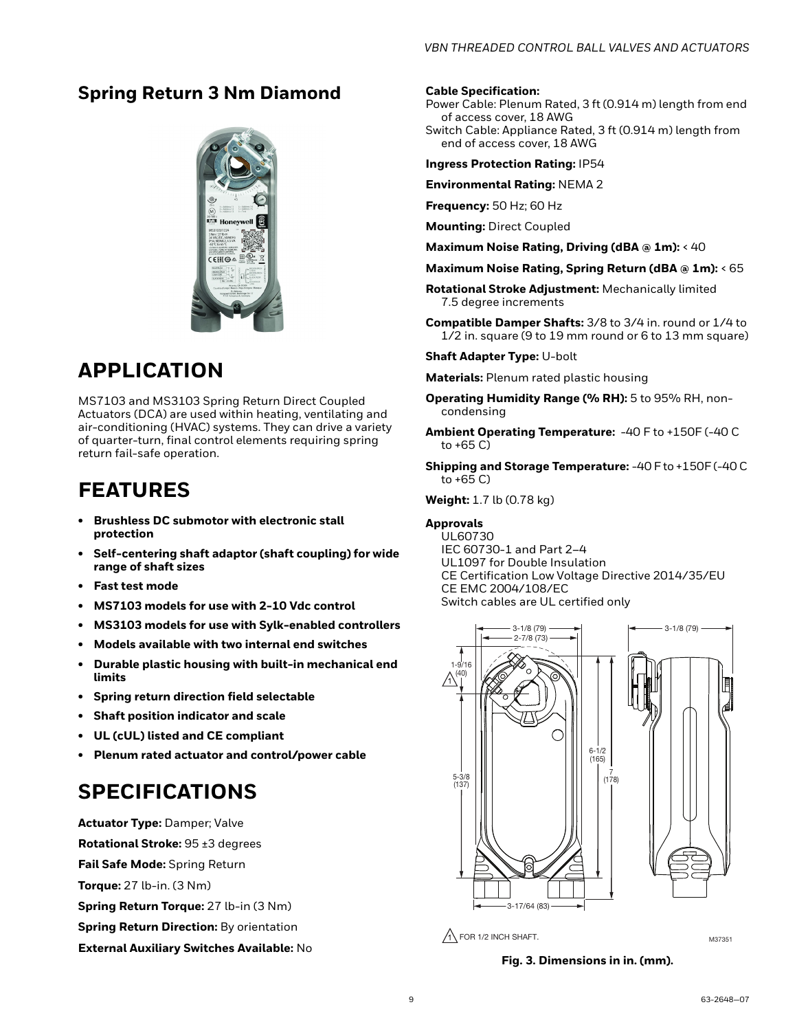## Spring Return 3 Nm Diamond

# APPLICATION

MS7103 and MS3103 Spring Return Direct Coupled Actuators (DCA) are used within heating, ventilating and air-conditioning (HVAC) systems. They can drive a variety of quarter-turn, final control elements requiring spring return fail-safe operation.

# FEATURES

- **Brushless DC submotor with electronic stall protection**
- **Self-centering shaft adaptor (shaft coupling) for wide range of shaft sizes**
- **Fast test mode**
- **MS7103 models for use with 2-10 Vdc control**
- **MS3103 models for use with Sylk-enabled controllers**
- **Models available with two internal end switches**
- **Durable plastic housing with built-in mechanical end limits**
- **Spring return direction field selectable**
- **Shaft position indicator and scale**
- **UL (cUL) listed and CE compliant**
- **Plenum rated actuator and control/power cable**

# SPECIFICATIONS

**Actuator Type:** Damper; Valve

**Rotational Stroke:** 95 ±3 degrees

**Fail Safe Mode:** Spring Return

**Torque:** 27 lb-in. (3 Nm)

**Spring Return Torque:** 27 lb-in (3 Nm)

**Spring Return Direction:** By orientation

**External Auxiliary Switches Available:** No

**Cable Specification:**
Power Cable: Plenum Rated, 3 ft (0.914 m) length from end of access cover, 18 AWG
Switch Cable: Appliance Rated, 3 ft (0.914 m) length from end of access cover, 18 AWG

**Ingress Protection Rating:** IP54

**Environmental Rating:** NEMA 2

**Frequency:** 50 Hz; 60 Hz

**Mounting:** Direct Coupled

**Maximum Noise Rating, Driving (dBA @ 1m):** < 40

**Maximum Noise Rating, Spring Return (dBA @ 1m):** < 65

**Rotational Stroke Adjustment:** Mechanically limited 7.5 degree increments

**Compatible Damper Shafts:** 3/8 to 3/4 in. round or 1/4 to 1/2 in. square (9 to 19 mm round or 6 to 13 mm square)

**Shaft Adapter Type:** U-bolt

**Materials:** Plenum rated plastic housing

**Operating Humidity Range (% RH):** 5 to 95% RH, non-condensing

**Ambient Operating Temperature:** -40 F to +150F (-40 C to +65 C)

**Shipping and Storage Temperature:** -40 F to +150F (-40 C to +65 C)

**Weight:** 1.7 lb (0.78 kg)

**Approvals**
UL60730
IEC 60730-1 and Part 2–4
UL1097 for Double Insulation
CE Certification Low Voltage Directive 2014/35/EU
CE EMC 2004/108/EC
Switch cables are UL certified only

1 FOR 1/2 INCH SHAFT.

M37351

**Fig. 3. Dimensions in in. (mm).**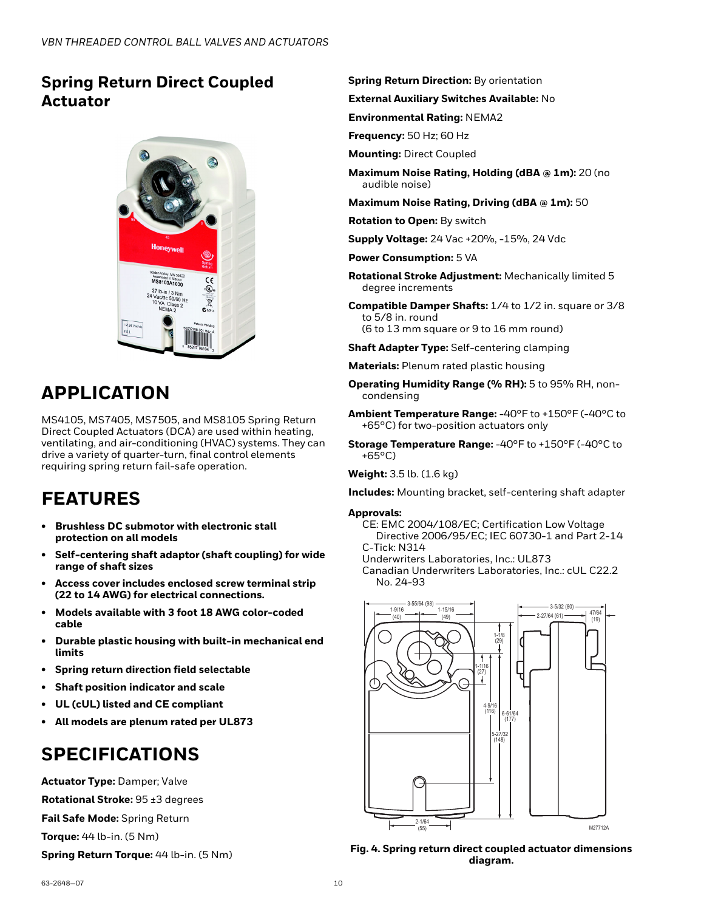## Spring Return Direct Coupled Actuator

## APPLICATION

MS4105, MS7405, MS7505, and MS8105 Spring Return Direct Coupled Actuators (DCA) are used within heating, ventilating, and air-conditioning (HVAC) systems. They can drive a variety of quarter-turn, final control elements requiring spring return fail-safe operation.

## FEATURES

- **Brushless DC submotor with electronic stall protection on all models**
- **Self-centering shaft adaptor (shaft coupling) for wide range of shaft sizes**
- **Access cover includes enclosed screw terminal strip (22 to 14 AWG) for electrical connections.**
- **Models available with 3 foot 18 AWG color-coded cable**
- **Durable plastic housing with built-in mechanical end limits**
- **Spring return direction field selectable**
- **Shaft position indicator and scale**
- **UL (cUL) listed and CE compliant**
- **All models are plenum rated per UL873**

## SPECIFICATIONS

**Actuator Type:** Damper; Valve

**Rotational Stroke:** 95 ±3 degrees

**Fail Safe Mode:** Spring Return

**Torque:** 44 lb-in. (5 Nm)

**Spring Return Torque:** 44 lb-in. (5 Nm)

**Spring Return Direction:** By orientation

**External Auxiliary Switches Available:** No

**Environmental Rating:** NEMA2

**Frequency:** 50 Hz; 60 Hz

**Mounting:** Direct Coupled

**Maximum Noise Rating, Holding (dBA @ 1m):** 20 (no audible noise)

**Maximum Noise Rating, Driving (dBA @ 1m):** 50

**Rotation to Open:** By switch

**Supply Voltage:** 24 Vac +20%, -15%, 24 Vdc

**Power Consumption:** 5 VA

**Rotational Stroke Adjustment:** Mechanically limited 5 degree increments

**Compatible Damper Shafts:** 1/4 to 1/2 in. square or 3/8 to 5/8 in. round
(6 to 13 mm square or 9 to 16 mm round)

**Shaft Adapter Type:** Self-centering clamping

**Materials:** Plenum rated plastic housing

**Operating Humidity Range (% RH):** 5 to 95% RH, non-condensing

**Ambient Temperature Range:** -40°F to +150°F (-40°C to +65°C) for two-position actuators only

**Storage Temperature Range:** -40°F to +150°F (-40°C to +65°C)

**Weight:** 3.5 lb. (1.6 kg)

**Includes:** Mounting bracket, self-centering shaft adapter

**Approvals:**
CE: EMC 2004/108/EC; Certification Low Voltage Directive 2006/95/EC; IEC 60730-1 and Part 2-14
C-Tick: N314
Underwriters Laboratories, Inc.: UL873
Canadian Underwriters Laboratories, Inc.: cUL C22.2 No. 24-93

**Fig. 4. Spring return direct coupled actuator dimensions diagram.**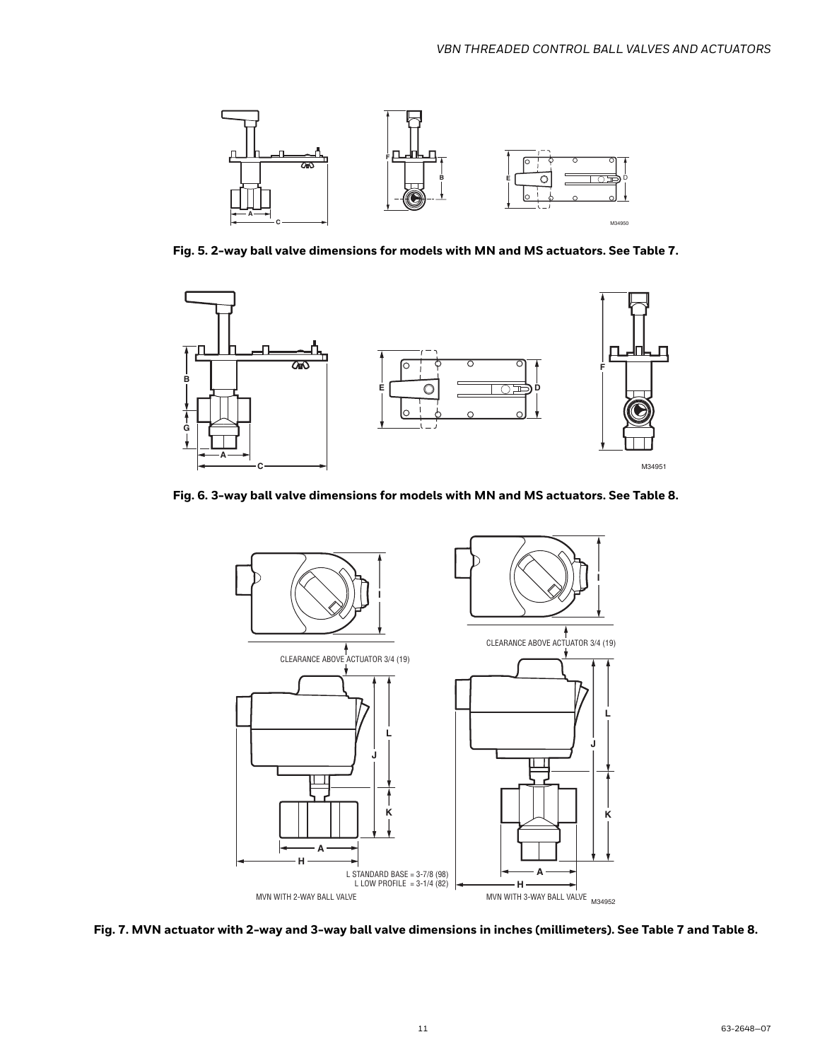**Fig. 5. 2-way ball valve dimensions for models with MN and MS actuators. See Table 7.**

**Fig. 6. 3-way ball valve dimensions for models with MN and MS actuators. See Table 8.**

**Fig. 7. MVN actuator with 2-way and 3-way ball valve dimensions in inches (millimeters). See Table 7 and Table 8.**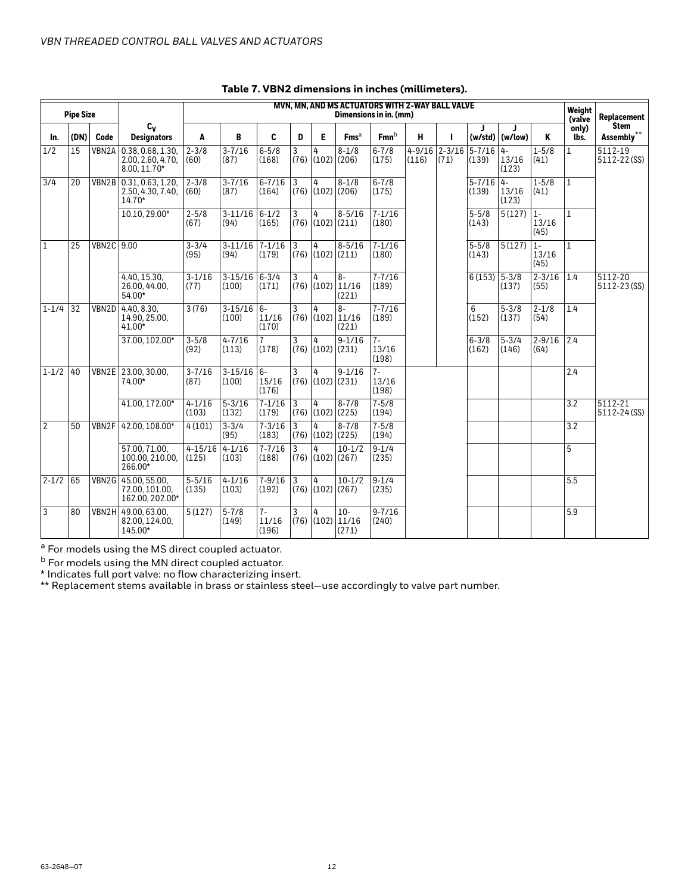**Table 7. VBN2 dimensions in inches (millimeters).**

| Pipe Size | | | $C_V$ Designators | MVN, MN, AND MS ACTUATORS WITH 2-WAY BALL VALVE Dimensions in in. (mm) | | | | | | | | | | | | Weight (valve only) lbs. | Replacement Stem Assembly** |
|---|---|---|---|---|---|---|---|---|---|---|---|---|---|---|---|---|---|
| In. | (DN) | Code | | A | B | C | D | E | Fms[a] | Fmn[b] | H | I | J (w/std) | J (w/low) | K | | |
| 1/2 | 15 | VBN2A | 0.38, 0.68, 1.30, 2.00, 2.60, 4.70, 8.00, 11.70* | 2-3/8 (60) | 3-7/16 (87) | 6-5/8 (168) | 3 (76) | 4 (102) | 8-1/8 (206) | 6-7/8 (175) | 4-9/16 (116) | 2-3/16 (71) | 5-7/16 (139) | 4-13/16 (123) | 1-5/8 (41) | 1 | 5112-19 5112-22 (SS) |
| 3/4 | 20 | VBN2B | 0.31, 0.63, 1.20, 2.50, 4.30, 7.40, 14.70* | 2-3/8 (60) | 3-7/16 (87) | 6-7/16 (164) | 3 (76) | 4 (102) | 8-1/8 (206) | 6-7/8 (175) | | | 5-7/16 (139) | 4-13/16 (123) | 1-5/8 (41) | 1 | |
| | | | 10.10, 29.00* | 2-5/8 (67) | 3-11/16 (94) | 6-1/2 (165) | 3 (76) | 4 (102) | 8-5/16 (211) | 7-1/16 (180) | | | 5-5/8 (143) | 5 (127) | 1-13/16 (45) | 1 | |
| 1 | 25 | VBN2C | 9.00 | 3-3/4 (95) | 3-11/16 (94) | 7-1/16 (179) | 3 (76) | 4 (102) | 8-5/16 (211) | 7-1/16 (180) | | | 5-5/8 (143) | 5 (127) | 1-13/16 (45) | 1 | |
| | | | 4.40, 15.30, 26.00, 44.00, 54.00* | 3-1/16 (77) | 3-15/16 (100) | 6-3/4 (171) | 3 (76) | 4 (102) | 8-11/16 (221) | 7-7/16 (189) | | | 6 (153) | 5-3/8 (137) | 2-3/16 (55) | 1.4 | 5112-20 5112-23 (SS) |
| 1-1/4 | 32 | VBN2D | 4.40, 8.30, 14.90, 25.00, 41.00* | 3 (76) | 3-15/16 (100) | 6-11/16 (170) | 3 (76) | 4 (102) | 8-11/16 (221) | 7-7/16 (189) | | | 6 (152) | 5-3/8 (137) | 2-1/8 (54) | 1.4 | |
| | | | 37.00, 102.00* | 3-5/8 (92) | 4-7/16 (113) | 7 (178) | 3 (76) | 4 (102) | 9-1/16 (231) | 7-13/16 (198) | | | 6-3/8 (162) | 5-3/4 (146) | 2-9/16 (64) | 2.4 | |
| 1-1/2 | 40 | VBN2E | 23.00, 30.00, 74.00* | 3-7/16 (87) | 3-15/16 (100) | 6-15/16 (176) | 3 (76) | 4 (102) | 9-1/16 (231) | 7-13/16 (198) | | | | | | 2.4 | |
| | | | 41.00, 172.00* | 4-1/16 (103) | 5-3/16 (132) | 7-1/16 (179) | 3 (76) | 4 (102) | 8-7/8 (225) | 7-5/8 (194) | | | | | | 3.2 | 5112-21 5112-24 (SS) |
| 2 | 50 | VBN2F | 42.00, 108.00* | 4 (101) | 3-3/4 (95) | 7-3/16 (183) | 3 (76) | 4 (102) | 8-7/8 (225) | 7-5/8 (194) | | | | | | 3.2 | |
| | | | 57.00, 71.00, 100.00, 210.00, 266.00* | 4-15/16 (125) | 4-1/16 (103) | 7-7/16 (188) | 3 (76) | 4 (102) | 10-1/2 (267) | 9-1/4 (235) | | | | | | 5 | |
| 2-1/2 | 65 | VBN2G | 45.00, 55.00, 72.00, 101.00, 162.00, 202.00* | 5-5/16 (135) | 4-1/16 (103) | 7-9/16 (192) | 3 (76) | 4 (102) | 10-1/2 (267) | 9-1/4 (235) | | | | | | 5.5 | |
| 3 | 80 | VBN2H | 49.00, 63.00, 82.00, 124.00, 145.00* | 5 (127) | 5-7/8 (149) | 7-11/16 (196) | 3 (76) | 4 (102) | 10-11/16 (271) | 9-7/16 (240) | | | | | | 5.9 | |

[a] For models using the MS direct coupled actuator.

[b] For models using the MN direct coupled actuator.

\* Indicates full port valve: no flow characterizing insert.

** Replacement stems available in brass or stainless steel—use accordingly to valve part number.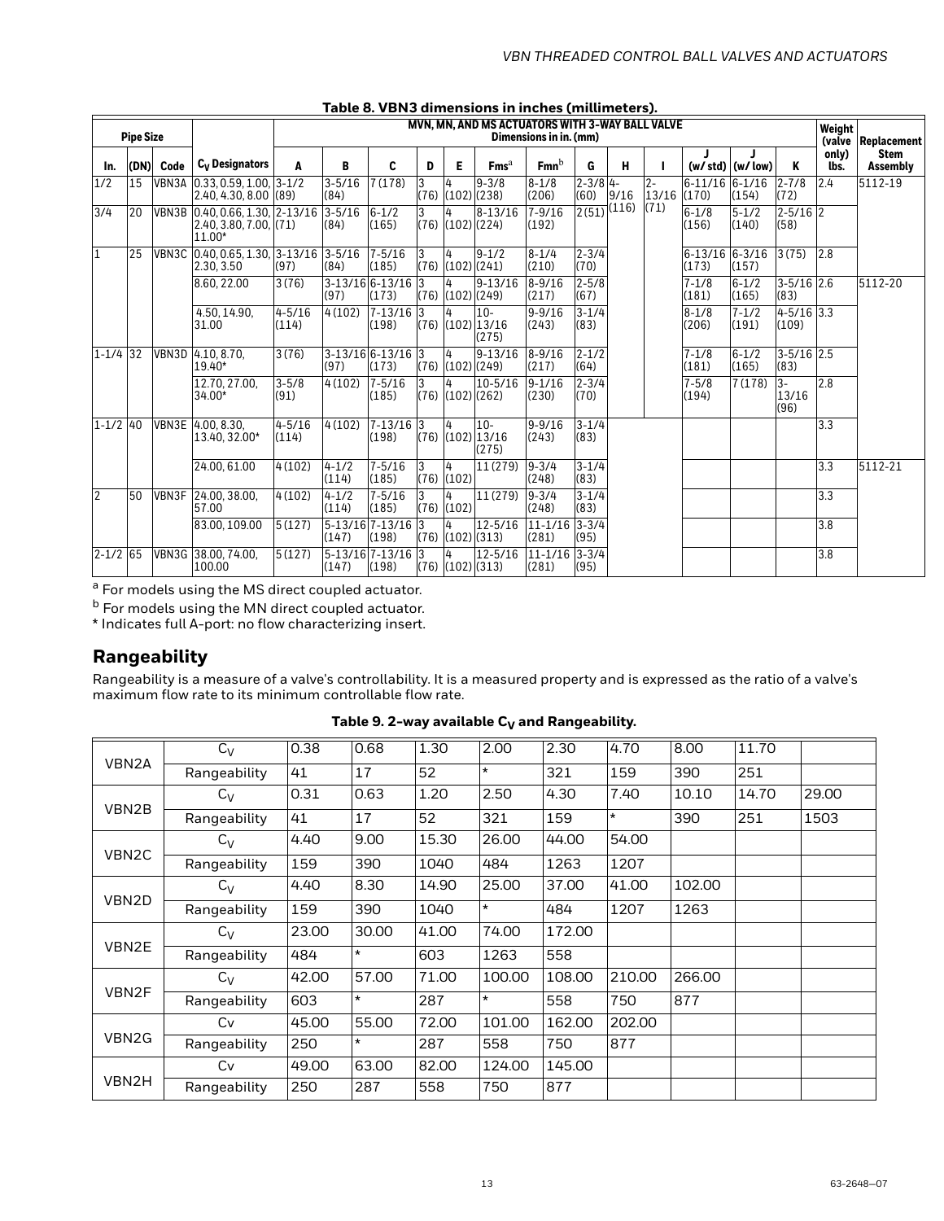**Table 8. VBN3 dimensions in inches (millimeters).**

| Pipe Size | | | | MVN, MN, AND MS ACTUATORS WITH 3-WAY BALL VALVE Dimensions in in. (mm) | | | | | | | | | | | | | Weight (valve only) lbs. | Replacement Stem Assembly |
|---|---|---|---|---|---|---|---|---|---|---|---|---|---|---|---|---|---|---|
| In. | (DN) | Code | $C_V$ Designators | A | B | C | D | E | Fms[a] | Fmn[b] | G | H | I | J (w/ std) | J (w/ low) | K | | |
| 1/2 | 15 | VBN3A | 0.33, 0.59, 1.00, 2.40, 4.30, 8.00 | 3-1/2 (89) | 3-5/16 (84) | 7 (178) | 3 (76) | 4 (102) | 9-3/8 (238) | 8-1/8 (206) | 2-3/8 (60) | 4-9/16 (116) | 2-13/16 (71) | 6-11/16 (170) | 6-1/16 (154) | 2-7/8 (72) | 2.4 | 5112-19 |
| 3/4 | 20 | VBN3B | 0.40, 0.66, 1.30, 2.40, 3.80, 7.00, 11.00* | 2-13/16 (71) | 3-5/16 (84) | 6-1/2 (165) | 3 (76) | 4 (102) | 8-13/16 (224) | 7-9/16 (192) | 2 (51) | | | 6-1/8 (156) | 5-1/2 (140) | 2-5/16 (58) | 2 | |
| 1 | 25 | VBN3C | 0.40, 0.65, 1.30, 2.30, 3.50 | 3-13/16 (97) | 3-5/16 (84) | 7-5/16 (185) | 3 (76) | 4 (102) | 9-1/2 (241) | 8-1/4 (210) | 2-3/4 (70) | | | 6-13/16 (173) | 6-3/16 (157) | 3 (75) | 2.8 | |
| | | | 8.60, 22.00 | 3 (76) | 3-13/16 (97) | 6-13/16 (173) | 3 (76) | 4 (102) | 9-13/16 (249) | 8-9/16 (217) | 2-5/8 (67) | | | 7-1/8 (181) | 6-1/2 (165) | 3-5/16 (83) | 2.6 | 5112-20 |
| | | | 4.50, 14.90, 31.00 | 4-5/16 (114) | 4 (102) | 7-13/16 (198) | 3 (76) | 4 (102) | 10-13/16 (275) | 9-9/16 (243) | 3-1/4 (83) | | | 8-1/8 (206) | 7-1/2 (191) | 4-5/16 (109) | 3.3 | |
| 1-1/4 | 32 | VBN3D | 4.10, 8.70, 19.40* | 3 (76) | 3-13/16 (97) | 6-13/16 (173) | 3 (76) | 4 (102) | 9-13/16 (249) | 8-9/16 (217) | 2-1/2 (64) | | | 7-1/8 (181) | 6-1/2 (165) | 3-5/16 (83) | 2.5 | |
| | | | 12.70, 27.00, 34.00* | 3-5/8 (91) | 4 (102) | 7-5/16 (185) | 3 (76) | 4 (102) | 10-5/16 (262) | 9-1/16 (230) | 2-3/4 (70) | | | 7-5/8 (194) | 7 (178) | 3-13/16 (96) | 2.8 | |
| 1-1/2 | 40 | VBN3E | 4.00, 8.30, 13.40, 32.00* | 4-5/16 (114) | 4 (102) | 7-13/16 (198) | 3 (76) | 4 (102) | 10-13/16 (275) | 9-9/16 (243) | 3-1/4 (83) | | | | | | 3.3 | |
| | | | 24.00, 61.00 | 4 (102) | 4-1/2 (114) | 7-5/16 (185) | 3 (76) | 4 (102) | 11 (279) | 9-3/4 (248) | 3-1/4 (83) | | | | | | 3.3 | 5112-21 |
| 2 | 50 | VBN3F | 24.00, 38.00, 57.00 | 4 (102) | 4-1/2 (114) | 7-5/16 (185) | 3 (76) | 4 (102) | 11 (279) | 9-3/4 (248) | 3-1/4 (83) | | | | | | 3.3 | |
| | | | 83.00, 109.00 | 5 (127) | 5-13/16 (147) | 7-13/16 (198) | 3 (76) | 4 (102) | 12-5/16 (313) | 11-1/16 (281) | 3-3/4 (95) | | | | | | 3.8 | |
| 2-1/2 | 65 | VBN3G | 38.00, 74.00, 100.00 | 5 (127) | 5-13/16 (147) | 7-13/16 (198) | 3 (76) | 4 (102) | 12-5/16 (313) | 11-1/16 (281) | 3-3/4 (95) | | | | | | 3.8 | |

[a] For models using the MS direct coupled actuator.

[b] For models using the MN direct coupled actuator.

\* Indicates full A-port: no flow characterizing insert.

## Rangeability

Rangeability is a measure of a valve's controllability. It is a measured property and is expressed as the ratio of a valve's maximum flow rate to its minimum controllable flow rate.

**Table 9. 2-way available $C_V$ and Rangeability.**

| | | | | | | | | | | |
|---|---|---|---|---|---|---|---|---|---|---|
| VBN2A | $C_V$ | 0.38 | 0.68 | 1.30 | 2.00 | 2.30 | 4.70 | 8.00 | 11.70 | |
| | Rangeability | 41 | 17 | 52 | * | 321 | 159 | 390 | 251 | |
| VBN2B | $C_V$ | 0.31 | 0.63 | 1.20 | 2.50 | 4.30 | 7.40 | 10.10 | 14.70 | 29.00 |
| | Rangeability | 41 | 17 | 52 | 321 | 159 | * | 390 | 251 | 1503 |
| VBN2C | $C_V$ | 4.40 | 9.00 | 15.30 | 26.00 | 44.00 | 54.00 | | | |
| | Rangeability | 159 | 390 | 1040 | 484 | 1263 | 1207 | | | |
| VBN2D | $C_V$ | 4.40 | 8.30 | 14.90 | 25.00 | 37.00 | 41.00 | 102.00 | | |
| | Rangeability | 159 | 390 | 1040 | * | 484 | 1207 | 1263 | | |
| VBN2E | $C_V$ | 23.00 | 30.00 | 41.00 | 74.00 | 172.00 | | | | |
| | Rangeability | 484 | * | 603 | 1263 | 558 | | | | |
| VBN2F | $C_V$ | 42.00 | 57.00 | 71.00 | 100.00 | 108.00 | 210.00 | 266.00 | | |
| | Rangeability | 603 | * | 287 | * | 558 | 750 | 877 | | |
| VBN2G | Cv | 45.00 | 55.00 | 72.00 | 101.00 | 162.00 | 202.00 | | | |
| | Rangeability | 250 | * | 287 | 558 | 750 | 877 | | | |
| VBN2H | Cv | 49.00 | 63.00 | 82.00 | 124.00 | 145.00 | | | | |
| | Rangeability | 250 | 287 | 558 | 750 | 877 | | | | |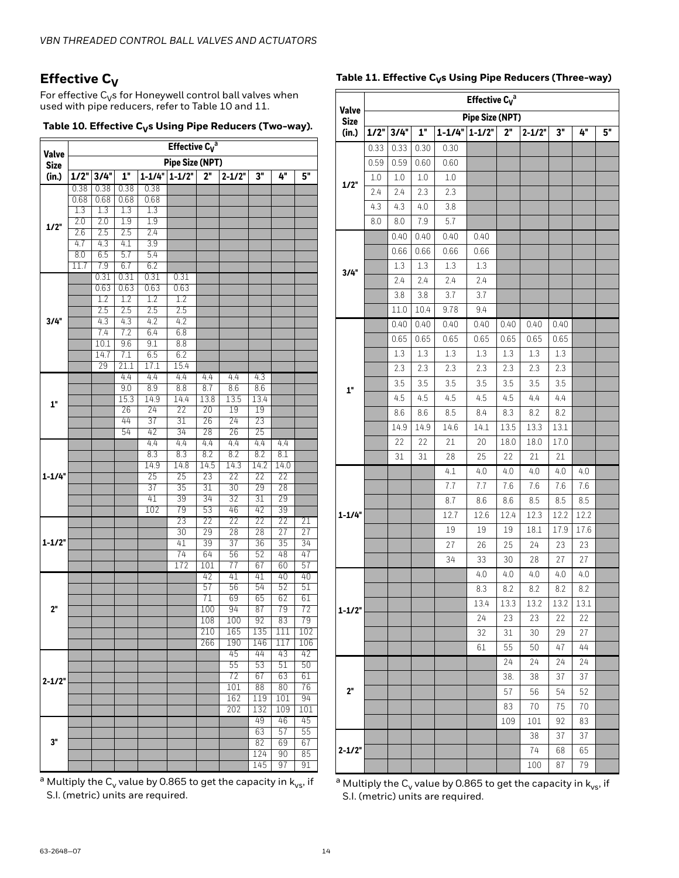## Effective $C_V$

For effective $C_V$s for Honeywell control ball valves when used with pipe reducers, refer to Table 10 and 11.

**Table 10. Effective $C_V$s Using Pipe Reducers (Two-way).**

| Valve Size (in.) | Effective $C_V$[a] | | | | | | | | | |
|---|---|---|---|---|---|---|---|---|---|---|
| | Pipe Size (NPT) | | | | | | | | | |
| | 1/2" | 3/4" | 1" | 1-1/4" | 1-1/2" | 2" | 2-1/2" | 3" | 4" | 5" |
| 1/2" | 0.38 | 0.38 | 0.38 | 0.38 | | | | | | |
| | 0.68 | 0.68 | 0.68 | 0.68 | | | | | | |
| | 1.3 | 1.3 | 1.3 | 1.3 | | | | | | |
| | 2.0 | 2.0 | 1.9 | 1.9 | | | | | | |
| | 2.6 | 2.5 | 2.5 | 2.4 | | | | | | |
| | 4.7 | 4.3 | 4.1 | 3.9 | | | | | | |
| | 8.0 | 6.5 | 5.7 | 5.4 | | | | | | |
| | 11.7 | 7.9 | 6.7 | 6.2 | | | | | | |
| 3/4" | | 0.31 | 0.31 | 0.31 | 0.31 | | | | | |
| | | 0.63 | 0.63 | 0.63 | 0.63 | | | | | |
| | | 1.2 | 1.2 | 1.2 | 1.2 | | | | | |
| | | 2.5 | 2.5 | 2.5 | 2.5 | | | | | |
| | | 4.3 | 4.3 | 4.2 | 4.2 | | | | | |
| | | 7.4 | 7.2 | 6.4 | 6.8 | | | | | |
| | | 10.1 | 9.6 | 9.1 | 8.8 | | | | | |
| | | 14.7 | 7.1 | 6.5 | 6.2 | | | | | |
| | | 29 | 21.1 | 17.1 | 15.4 | | | | | |
| 1" | | | 4.4 | 4.4 | 4.4 | 4.4 | 4.4 | 4.3 | | |
| | | | 9.0 | 8.9 | 8.8 | 8.7 | 8.6 | 8.6 | | |
| | | | 15.3 | 14.9 | 14.4 | 13.8 | 13.5 | 13.4 | | |
| | | | 26 | 24 | 22 | 20 | 19 | 19 | | |
| | | | 44 | 37 | 31 | 26 | 24 | 23 | | |
| | | | 54 | 42 | 34 | 28 | 26 | 25 | | |
| 1-1/4" | | | | 4.4 | 4.4 | 4.4 | 4.4 | 4.4 | 4.4 | |
| | | | | 8.3 | 8.3 | 8.2 | 8.2 | 8.2 | 8.1 | |
| | | | | 14.9 | 14.8 | 14.5 | 14.3 | 14.2 | 14.0 | |
| | | | | 25 | 25 | 23 | 22 | 22 | 22 | |
| | | | | 37 | 35 | 31 | 30 | 29 | 28 | |
| | | | | 41 | 39 | 34 | 32 | 31 | 29 | |
| | | | | 102 | 79 | 53 | 46 | 42 | 39 | |
| 1-1/2" | | | | | 23 | 22 | 22 | 22 | 22 | 21 |
| | | | | | 30 | 29 | 28 | 28 | 27 | 27 |
| | | | | | 41 | 39 | 37 | 36 | 35 | 34 |
| | | | | | 74 | 64 | 56 | 52 | 48 | 47 |
| | | | | | 172 | 101 | 77 | 67 | 60 | 57 |
| 2" | | | | | | 42 | 41 | 41 | 40 | 40 |
| | | | | | | 57 | 56 | 54 | 52 | 51 |
| | | | | | | 71 | 69 | 65 | 62 | 61 |
| | | | | | | 100 | 94 | 87 | 79 | 72 |
| | | | | | | 108 | 100 | 92 | 83 | 79 |
| | | | | | | 210 | 165 | 135 | 111 | 102 |
| | | | | | | 266 | 190 | 146 | 117 | 106 |
| 2-1/2" | | | | | | | 45 | 44 | 43 | 42 |
| | | | | | | | 55 | 53 | 51 | 50 |
| | | | | | | | 72 | 67 | 63 | 61 |
| | | | | | | | 101 | 88 | 80 | 76 |
| | | | | | | | 162 | 119 | 101 | 94 |
| | | | | | | | 202 | 132 | 109 | 101 |
| 3" | | | | | | | | 49 | 46 | 45 |
| | | | | | | | | 63 | 57 | 55 |
| | | | | | | | | 82 | 69 | 67 |
| | | | | | | | | 124 | 90 | 85 |
| | | | | | | | | 145 | 97 | 91 |

[a] Multiply the $C_v$ value by 0.865 to get the capacity in $k_{vs}$, if S.I. (metric) units are required.

**Table 11. Effective $C_V$s Using Pipe Reducers (Three-way)**

| Valve Size (in.) | Effective $C_V$[a] | | | | | | | | | |
|---|---|---|---|---|---|---|---|---|---|---|
| | Pipe Size (NPT) | | | | | | | | | |
| | 1/2" | 3/4" | 1" | 1-1/4" | 1-1/2" | 2" | 2-1/2" | 3" | 4" | 5" |
| 1/2" | 0.33 | 0.33 | 0.30 | 0.30 | | | | | | |
| | 0.59 | 0.59 | 0.60 | 0.60 | | | | | | |
| | 1.0 | 1.0 | 1.0 | 1.0 | | | | | | |
| | 2.4 | 2.4 | 2.3 | 2.3 | | | | | | |
| | 4.3 | 4.3 | 4.0 | 3.8 | | | | | | |
| | 8.0 | 8.0 | 7.9 | 5.7 | | | | | | |
| 3/4" | | 0.40 | 0.40 | 0.40 | 0.40 | | | | | |
| | | 0.66 | 0.66 | 0.66 | 0.66 | | | | | |
| | | 1.3 | 1.3 | 1.3 | 1.3 | | | | | |
| | | 2.4 | 2.4 | 2.4 | 2.4 | | | | | |
| | | 3.8 | 3.8 | 3.7 | 3.7 | | | | | |
| | | 11.0 | 10.4 | 9.78 | 9.4 | | | | | |
| 1" | | 0.40 | 0.40 | 0.40 | 0.40 | 0.40 | 0.40 | 0.40 | | |
| | | 0.65 | 0.65 | 0.65 | 0.65 | 0.65 | 0.65 | 0.65 | | |
| | | 1.3 | 1.3 | 1.3 | 1.3 | 1.3 | 1.3 | 1.3 | | |
| | | 2.3 | 2.3 | 2.3 | 2.3 | 2.3 | 2.3 | 2.3 | | |
| | | 3.5 | 3.5 | 3.5 | 3.5 | 3.5 | 3.5 | 3.5 | | |
| | | 4.5 | 4.5 | 4.5 | 4.5 | 4.5 | 4.4 | 4.4 | | |
| | | 8.6 | 8.6 | 8.5 | 8.4 | 8.3 | 8.2 | 8.2 | | |
| | | 14.9 | 14.9 | 14.6 | 14.1 | 13.5 | 13.3 | 13.1 | | |
| | | 22 | 22 | 21 | 20 | 18.0 | 18.0 | 17.0 | | |
| | | 31 | 31 | 28 | 25 | 22 | 21 | 21 | | |
| 1-1/4" | | | | 4.1 | 4.0 | 4.0 | 4.0 | 4.0 | 4.0 | |
| | | | | 7.7 | 7.7 | 7.6 | 7.6 | 7.6 | 7.6 | |
| | | | | 8.7 | 8.6 | 8.6 | 8.5 | 8.5 | 8.5 | |
| | | | | 12.7 | 12.6 | 12.4 | 12.3 | 12.2 | 12.2 | |
| | | | | 19 | 19 | 19 | 18.1 | 17.9 | 17.6 | |
| | | | | 27 | 26 | 25 | 24 | 23 | 23 | |
| | | | | 34 | 33 | 30 | 28 | 27 | 27 | |
| 1-1/2" | | | | | 4.0 | 4.0 | 4.0 | 4.0 | 4.0 | |
| | | | | | 8.3 | 8.2 | 8.2 | 8.2 | 8.2 | |
| | | | | | 13.4 | 13.3 | 13.2 | 13.2 | 13.1 | |
| | | | | | 24 | 23 | 23 | 22 | 22 | |
| | | | | | 32 | 31 | 30 | 29 | 27 | |
| | | | | | 61 | 55 | 50 | 47 | 44 | |
| 2" | | | | | | 24 | 24 | 24 | 24 | |
| | | | | | | 38. | 38 | 37 | 37 | |
| | | | | | | 57 | 56 | 54 | 52 | |
| | | | | | | 83 | 70 | 75 | 70 | |
| | | | | | | 109 | 101 | 92 | 83 | |
| 2-1/2" | | | | | | | 38 | 37 | 37 | |
| | | | | | | | 74 | 68 | 65 | |
| | | | | | | | 100 | 87 | 79 | |

[a] Multiply the $C_v$ value by 0.865 to get the capacity in $k_{vs}$, if S.I. (metric) units are required.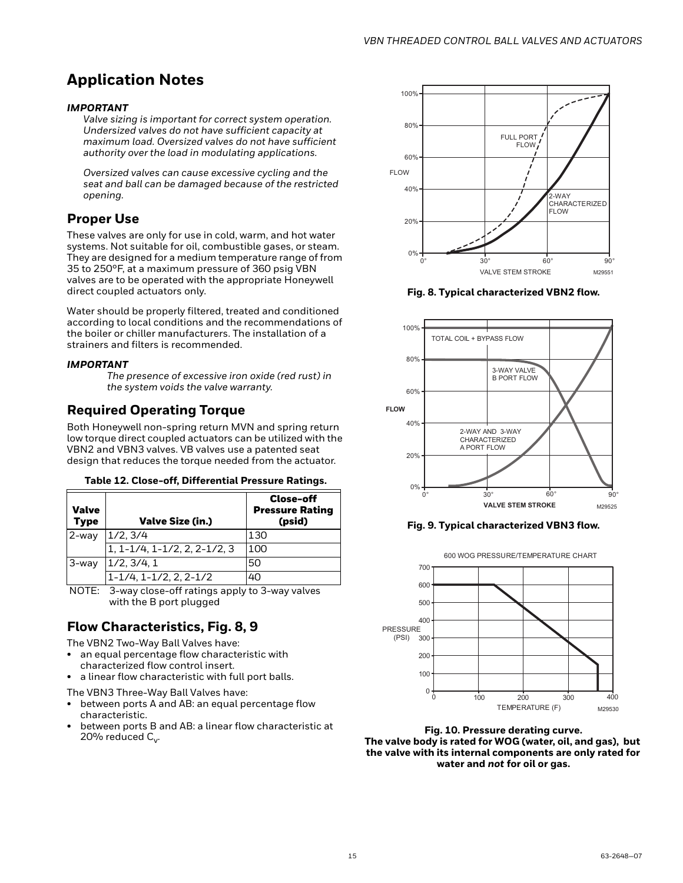# Application Notes

***IMPORTANT***

*Valve sizing is important for correct system operation. Undersized valves do not have sufficient capacity at maximum load. Oversized valves do not have sufficient authority over the load in modulating applications.*

*Oversized valves can cause excessive cycling and the seat and ball can be damaged because of the restricted opening.*

## Proper Use

These valves are only for use in cold, warm, and hot water systems. Not suitable for oil, combustible gases, or steam. They are designed for a medium temperature range of from 35 to 250°F, at a maximum pressure of 360 psig VBN valves are to be operated with the appropriate Honeywell direct coupled actuators only.

Water should be properly filtered, treated and conditioned according to local conditions and the recommendations of the boiler or chiller manufacturers. The installation of a strainers and filters is recommended.

***IMPORTANT***

*The presence of excessive iron oxide (red rust) in the system voids the valve warranty.*

## Required Operating Torque

Both Honeywell non-spring return MVN and spring return low torque direct coupled actuators can be utilized with the VBN2 and VBN3 valves. VB valves use a patented seat design that reduces the torque needed from the actuator.

**Table 12. Close-off, Differential Pressure Ratings.**

| Valve Type | Valve Size (in.) | Close-off Pressure Rating (psid) |
|---|---|---|
| 2-way | 1/2, 3/4 | 130 |
| | 1, 1-1/4, 1-1/2, 2, 2-1/2, 3 | 100 |
| 3-way | 1/2, 3/4, 1 | 50 |
| | 1-1/4, 1-1/2, 2, 2-1/2 | 40 |

NOTE: 3-way close-off ratings apply to 3-way valves with the B port plugged

## Flow Characteristics, Fig. 8, 9

The VBN2 Two-Way Ball Valves have:

- an equal percentage flow characteristic with characterized flow control insert.
- a linear flow characteristic with full port balls.

The VBN3 Three-Way Ball Valves have:

- between ports A and AB: an equal percentage flow characteristic.
- between ports B and AB: a linear flow characteristic at 20% reduced $C_v$.

**Fig. 8. Typical characterized VBN2 flow.**

**Fig. 9. Typical characterized VBN3 flow.**

**Fig. 10. Pressure derating curve.**
**The valve body is rated for WOG (water, oil, and gas), but the valve with its internal components are only rated for water and *not* for oil or gas.**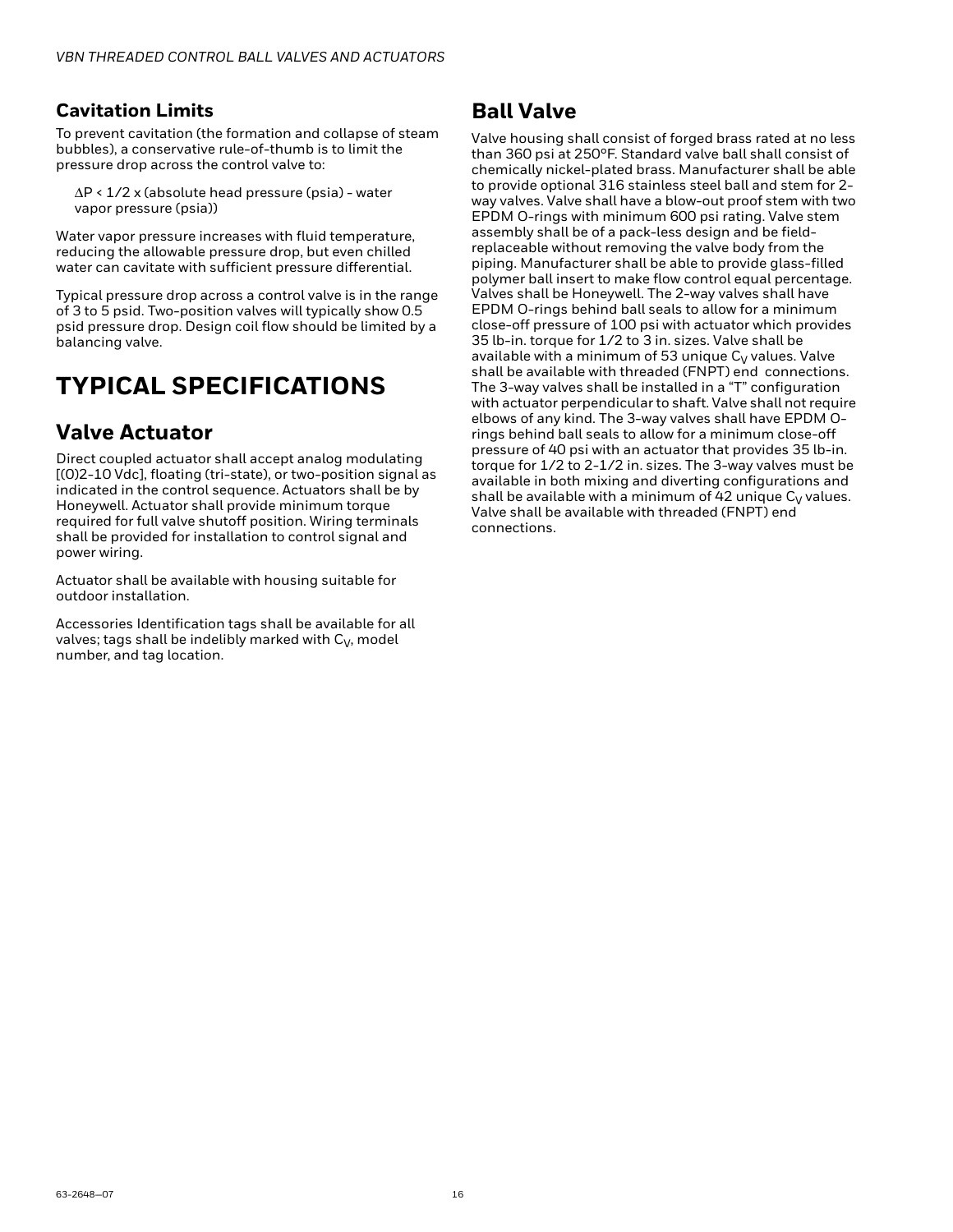### Cavitation Limits

To prevent cavitation (the formation and collapse of steam bubbles), a conservative rule-of-thumb is to limit the pressure drop across the control valve to:

$\Delta P < 1/2 \times$ (absolute head pressure (psia) - water vapor pressure (psia))

Water vapor pressure increases with fluid temperature, reducing the allowable pressure drop, but even chilled water can cavitate with sufficient pressure differential.

Typical pressure drop across a control valve is in the range of 3 to 5 psid. Two-position valves will typically show 0.5 psid pressure drop. Design coil flow should be limited by a balancing valve.

# TYPICAL SPECIFICATIONS

## Valve Actuator

Direct coupled actuator shall accept analog modulating [(0)2-10 Vdc], floating (tri-state), or two-position signal as indicated in the control sequence. Actuators shall be by Honeywell. Actuator shall provide minimum torque required for full valve shutoff position. Wiring terminals shall be provided for installation to control signal and power wiring.

Actuator shall be available with housing suitable for outdoor installation.

Accessories Identification tags shall be available for all valves; tags shall be indelibly marked with $C_V$, model number, and tag location.

## Ball Valve

Valve housing shall consist of forged brass rated at no less than 360 psi at 250°F. Standard valve ball shall consist of chemically nickel-plated brass. Manufacturer shall be able to provide optional 316 stainless steel ball and stem for 2-way valves. Valve shall have a blow-out proof stem with two EPDM O-rings with minimum 600 psi rating. Valve stem assembly shall be of a pack-less design and be field-replaceable without removing the valve body from the piping. Manufacturer shall be able to provide glass-filled polymer ball insert to make flow control equal percentage. Valves shall be Honeywell. The 2-way valves shall have EPDM O-rings behind ball seals to allow for a minimum close-off pressure of 100 psi with actuator which provides 35 lb-in. torque for 1/2 to 3 in. sizes. Valve shall be available with a minimum of 53 unique $C_V$ values. Valve shall be available with threaded (FNPT) end connections. The 3-way valves shall be installed in a "T" configuration with actuator perpendicular to shaft. Valve shall not require elbows of any kind. The 3-way valves shall have EPDM O-rings behind ball seals to allow for a minimum close-off pressure of 40 psi with an actuator that provides 35 lb-in. torque for 1/2 to 2-1/2 in. sizes. The 3-way valves must be available in both mixing and diverting configurations and shall be available with a minimum of 42 unique $C_V$ values. Valve shall be available with threaded (FNPT) end connections.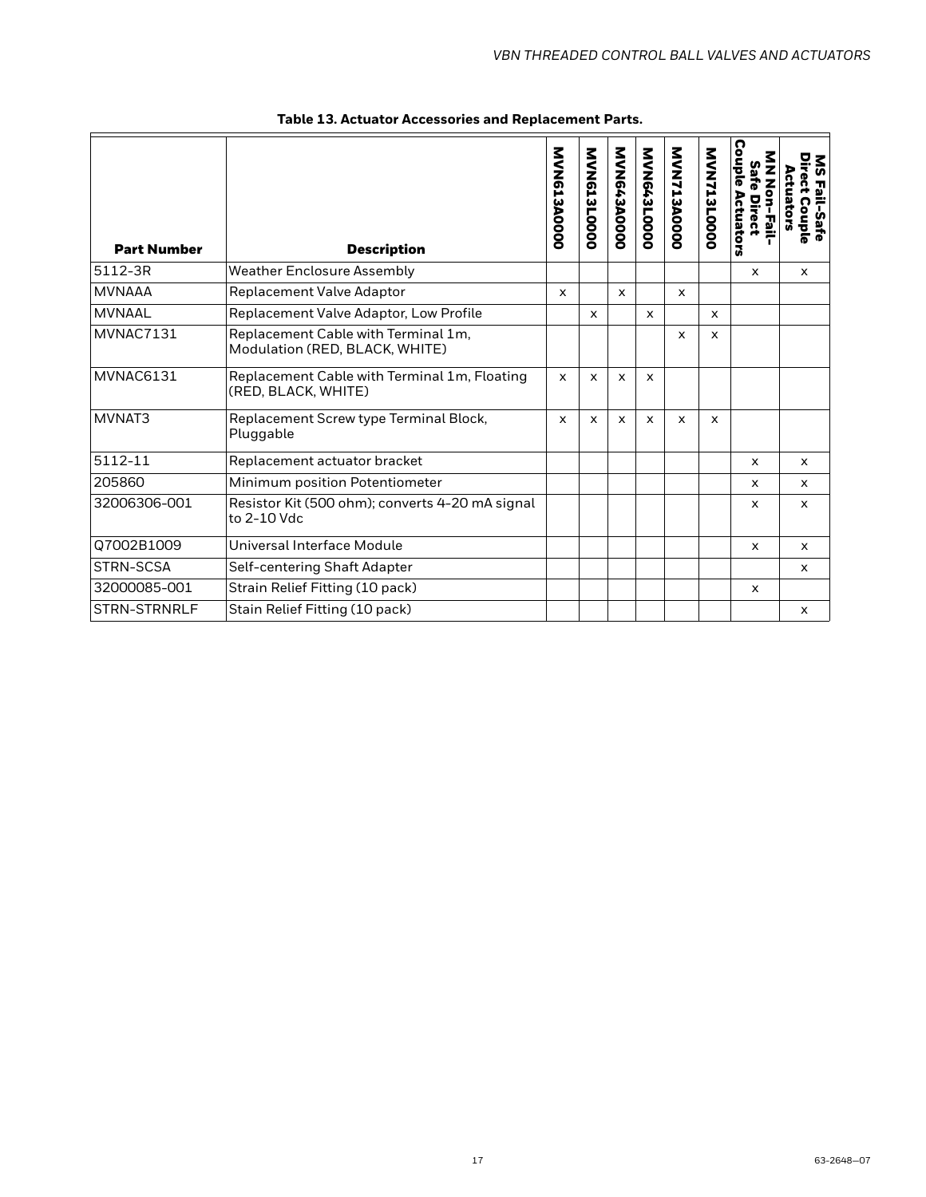**Table 13. Actuator Accessories and Replacement Parts.**

| Part Number | Description | MVN613A0000 | MVN613L0000 | MVN643A0000 | MVN643L0000 | MVN713A0000 | MVN713L0000 | MN Non-Fail-Safe Direct Couple Actuators | MS Fail-Safe Direct Couple Actuators |
|---|---|---|---|---|---|---|---|---|---|
| 5112-3R | Weather Enclosure Assembly | | | | | | | x | x |
| MVNAAA | Replacement Valve Adaptor | x | | x | | x | | | |
| MVNAAL | Replacement Valve Adaptor, Low Profile | | x | | x | | x | | |
| MVNAC7131 | Replacement Cable with Terminal 1m, Modulation (RED, BLACK, WHITE) | | | | | x | x | | |
| MVNAC6131 | Replacement Cable with Terminal 1m, Floating (RED, BLACK, WHITE) | x | x | x | x | | | | |
| MVNAT3 | Replacement Screw type Terminal Block, Pluggable | x | x | x | x | x | x | | |
| 5112-11 | Replacement actuator bracket | | | | | | | x | x |
| 205860 | Minimum position Potentiometer | | | | | | | x | x |
| 32006306-001 | Resistor Kit (500 ohm); converts 4-20 mA signal to 2-10 Vdc | | | | | | | x | x |
| Q7002B1009 | Universal Interface Module | | | | | | | x | x |
| STRN-SCSA | Self-centering Shaft Adapter | | | | | | | | x |
| 32000085-001 | Strain Relief Fitting (10 pack) | | | | | | | x | |
| STRN-STRNRLF | Stain Relief Fitting (10 pack) | | | | | | | | x |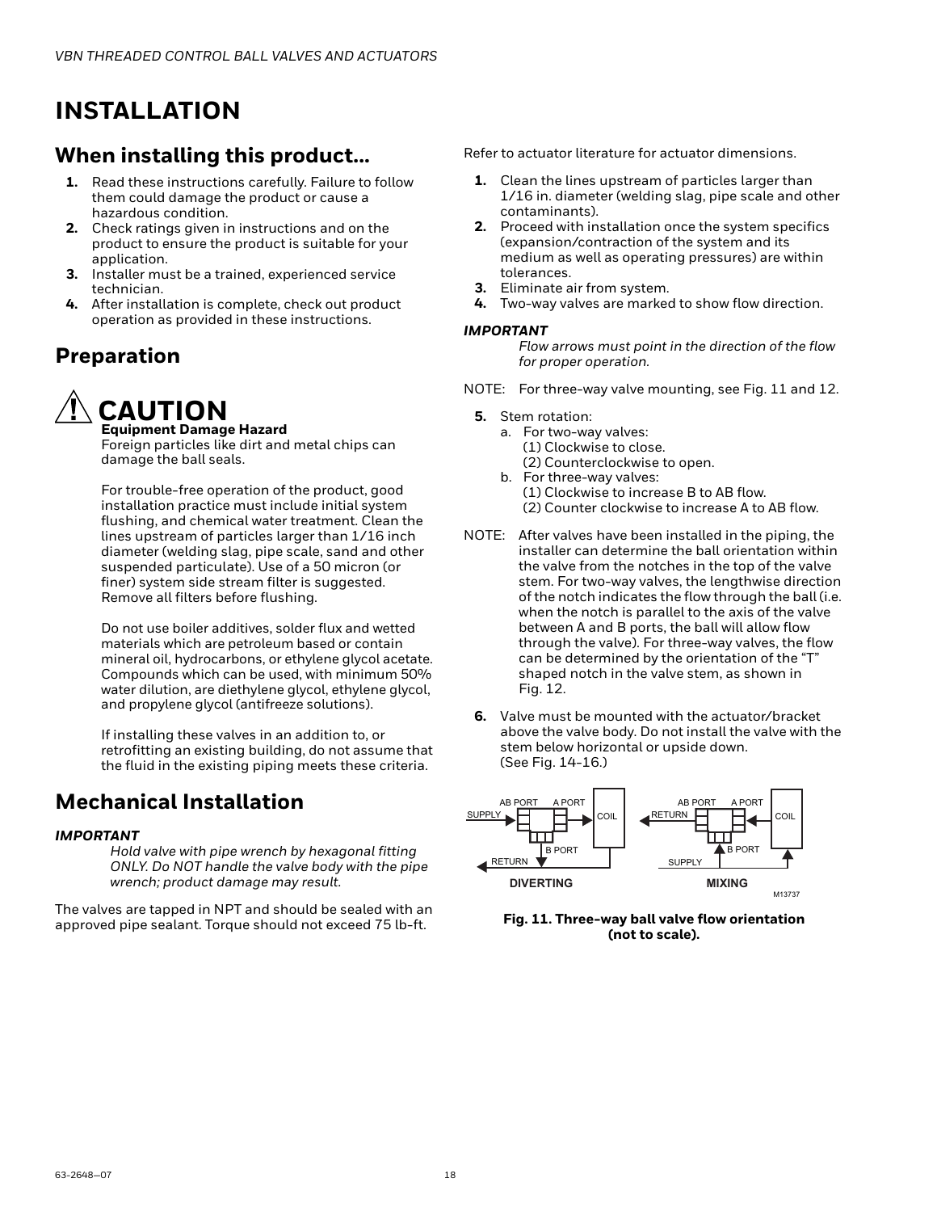# INSTALLATION

## When installing this product...

1. Read these instructions carefully. Failure to follow them could damage the product or cause a hazardous condition.
2. Check ratings given in instructions and on the product to ensure the product is suitable for your application.
3. Installer must be a trained, experienced service technician.
4. After installation is complete, check out product operation as provided in these instructions.

## Preparation

### ⚠ CAUTION

**Equipment Damage Hazard**
Foreign particles like dirt and metal chips can damage the ball seals.

For trouble-free operation of the product, good installation practice must include initial system flushing, and chemical water treatment. Clean the lines upstream of particles larger than 1/16 inch diameter (welding slag, pipe scale, sand and other suspended particulate). Use of a 50 micron (or finer) system side stream filter is suggested. Remove all filters before flushing.

Do not use boiler additives, solder flux and wetted materials which are petroleum based or contain mineral oil, hydrocarbons, or ethylene glycol acetate. Compounds which can be used, with minimum 50% water dilution, are diethylene glycol, ethylene glycol, and propylene glycol (antifreeze solutions).

If installing these valves in an addition to, or retrofitting an existing building, do not assume that the fluid in the existing piping meets these criteria.

## Mechanical Installation

***IMPORTANT***

*Hold valve with pipe wrench by hexagonal fitting ONLY. Do NOT handle the valve body with the pipe wrench; product damage may result.*

The valves are tapped in NPT and should be sealed with an approved pipe sealant. Torque should not exceed 75 lb-ft.

Refer to actuator literature for actuator dimensions.

1. Clean the lines upstream of particles larger than 1/16 in. diameter (welding slag, pipe scale and other contaminants).
2. Proceed with installation once the system specifics (expansion/contraction of the system and its medium as well as operating pressures) are within tolerances.
3. Eliminate air from system.
4. Two-way valves are marked to show flow direction.

***IMPORTANT***

*Flow arrows must point in the direction of the flow for proper operation.*

NOTE: For three-way valve mounting, see Fig. 11 and 12.

5. Stem rotation:
   a. For two-way valves:
      (1) Clockwise to close.
      (2) Counterclockwise to open.
   b. For three-way valves:
      (1) Clockwise to increase B to AB flow.
      (2) Counter clockwise to increase A to AB flow.

NOTE: After valves have been installed in the piping, the installer can determine the ball orientation within the valve from the notches in the top of the valve stem. For two-way valves, the lengthwise direction of the notch indicates the flow through the ball (i.e. when the notch is parallel to the axis of the valve between A and B ports, the ball will allow flow through the valve). For three-way valves, the flow can be determined by the orientation of the "T" shaped notch in the valve stem, as shown in Fig. 12.

6. Valve must be mounted with the actuator/bracket above the valve body. Do not install the valve with the stem below horizontal or upside down. (See Fig. 14-16.)

**Fig. 11. Three-way ball valve flow orientation (not to scale).**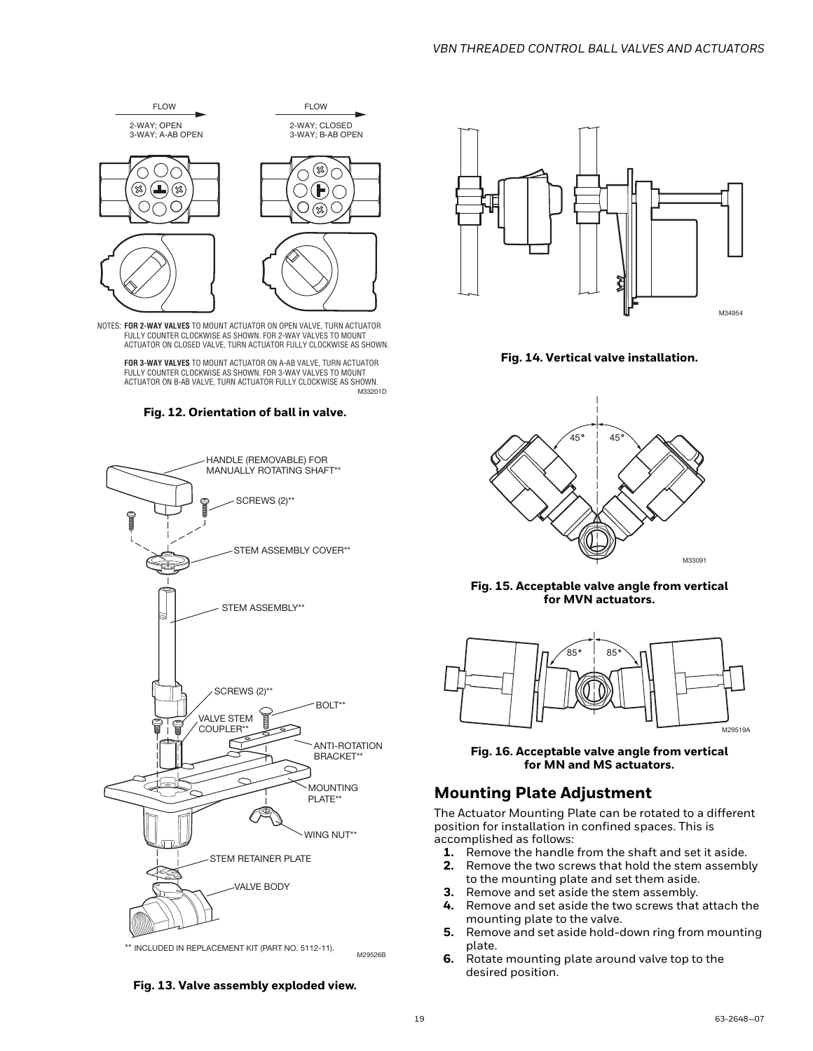FLOW

2-WAY; OPEN
3-WAY; A-AB OPEN

FLOW

2-WAY; CLOSED
3-WAY; B-AB OPEN

NOTES: **FOR 2-WAY VALVES** TO MOUNT ACTUATOR ON OPEN VALVE, TURN ACTUATOR FULLY COUNTER CLOCKWISE AS SHOWN. FOR 2-WAY VALVES TO MOUNT ACTUATOR ON CLOSED VALVE, TURN ACTUATOR FULLY CLOCKWISE AS SHOWN.

**FOR 3-WAY VALVES** TO MOUNT ACTUATOR ON A-AB VALVE, TURN ACTUATOR FULLY COUNTER CLOCKWISE AS SHOWN. FOR 3-WAY VALVES TO MOUNT ACTUATOR ON B-AB VALVE, TURN ACTUATOR FULLY CLOCKWISE AS SHOWN.

M33201D

**Fig. 12. Orientation of ball in valve.**

HANDLE (REMOVABLE) FOR MANUALLY ROTATING SHAFT**

SCREWS (2)**

STEM ASSEMBLY COVER**

STEM ASSEMBLY**

SCREWS (2)**

BOLT**

VALVE STEM COUPLER**

ANTI-ROTATION BRACKET**

MOUNTING PLATE**

WING NUT**

STEM RETAINER PLATE

VALVE BODY

** INCLUDED IN REPLACEMENT KIT (PART NO. 5112-11).

M29526B

**Fig. 13. Valve assembly exploded view.**

M34954

**Fig. 14. Vertical valve installation.**

45° 45°

M33091

**Fig. 15. Acceptable valve angle from vertical for MVN actuators.**

85° 85°

M29519A

**Fig. 16. Acceptable valve angle from vertical for MN and MS actuators.**

## Mounting Plate Adjustment

The Actuator Mounting Plate can be rotated to a different position for installation in confined spaces. This is accomplished as follows:

1. Remove the handle from the shaft and set it aside.
2. Remove the two screws that hold the stem assembly to the mounting plate and set them aside.
3. Remove and set aside the stem assembly.
4. Remove and set aside the two screws that attach the mounting plate to the valve.
5. Remove and set aside hold-down ring from mounting plate.
6. Rotate mounting plate around valve top to the desired position.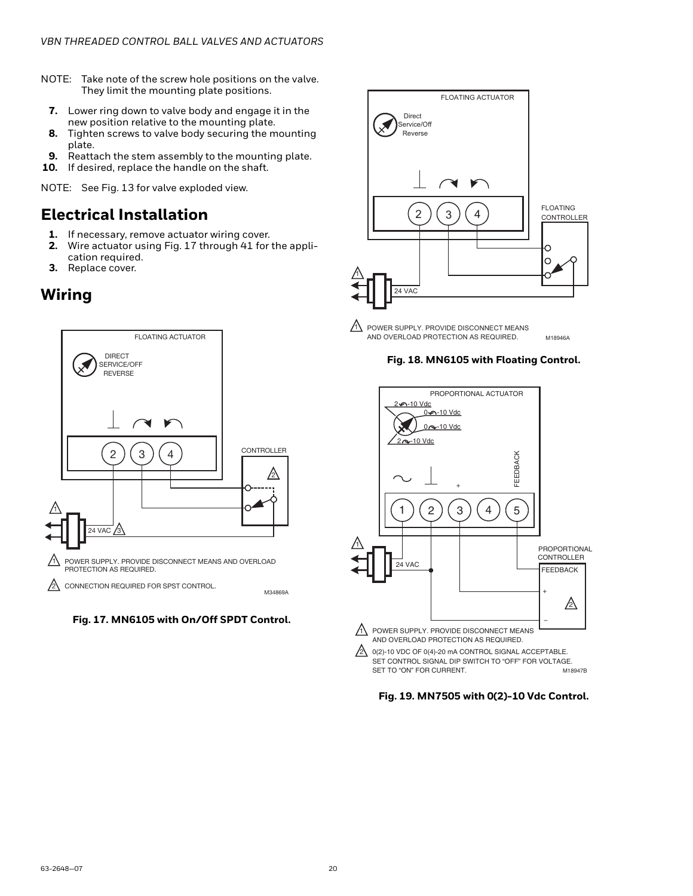NOTE: Take note of the screw hole positions on the valve. They limit the mounting plate positions.

7. Lower ring down to valve body and engage it in the new position relative to the mounting plate.
8. Tighten screws to valve body securing the mounting plate.
9. Reattach the stem assembly to the mounting plate.
10. If desired, replace the handle on the shaft.

NOTE: See Fig. 13 for valve exploded view.

## Electrical Installation

1. If necessary, remove actuator wiring cover.
2. Wire actuator using Fig. 17 through 41 for the application required.
3. Replace cover.

## Wiring

FLOATING ACTUATOR

DIRECT SERVICE/OFF REVERSE

CONTROLLER

24 VAC

1 POWER SUPPLY. PROVIDE DISCONNECT MEANS AND OVERLOAD PROTECTION AS REQUIRED.

2 CONNECTION REQUIRED FOR SPST CONTROL.

M34869A

**Fig. 17. MN6105 with On/Off SPDT Control.**

FLOATING ACTUATOR

Direct Service/Off Reverse

FLOATING CONTROLLER

24 VAC

1 POWER SUPPLY. PROVIDE DISCONNECT MEANS AND OVERLOAD PROTECTION AS REQUIRED.

M18946A

**Fig. 18. MN6105 with Floating Control.**

PROPORTIONAL ACTUATOR

2-10 Vdc
0-10 Vdc
0-10 Vdc
2-10 Vdc

FEEDBACK

PROPORTIONAL CONTROLLER

FEEDBACK

24 VAC

1 POWER SUPPLY. PROVIDE DISCONNECT MEANS AND OVERLOAD PROTECTION AS REQUIRED.

2 0(2)-10 VDC OF 0(4)-20 mA CONTROL SIGNAL ACCEPTABLE. SET CONTROL SIGNAL DIP SWITCH TO "OFF" FOR VOLTAGE. SET TO "ON" FOR CURRENT.

M18947B

**Fig. 19. MN7505 with 0(2)-10 Vdc Control.**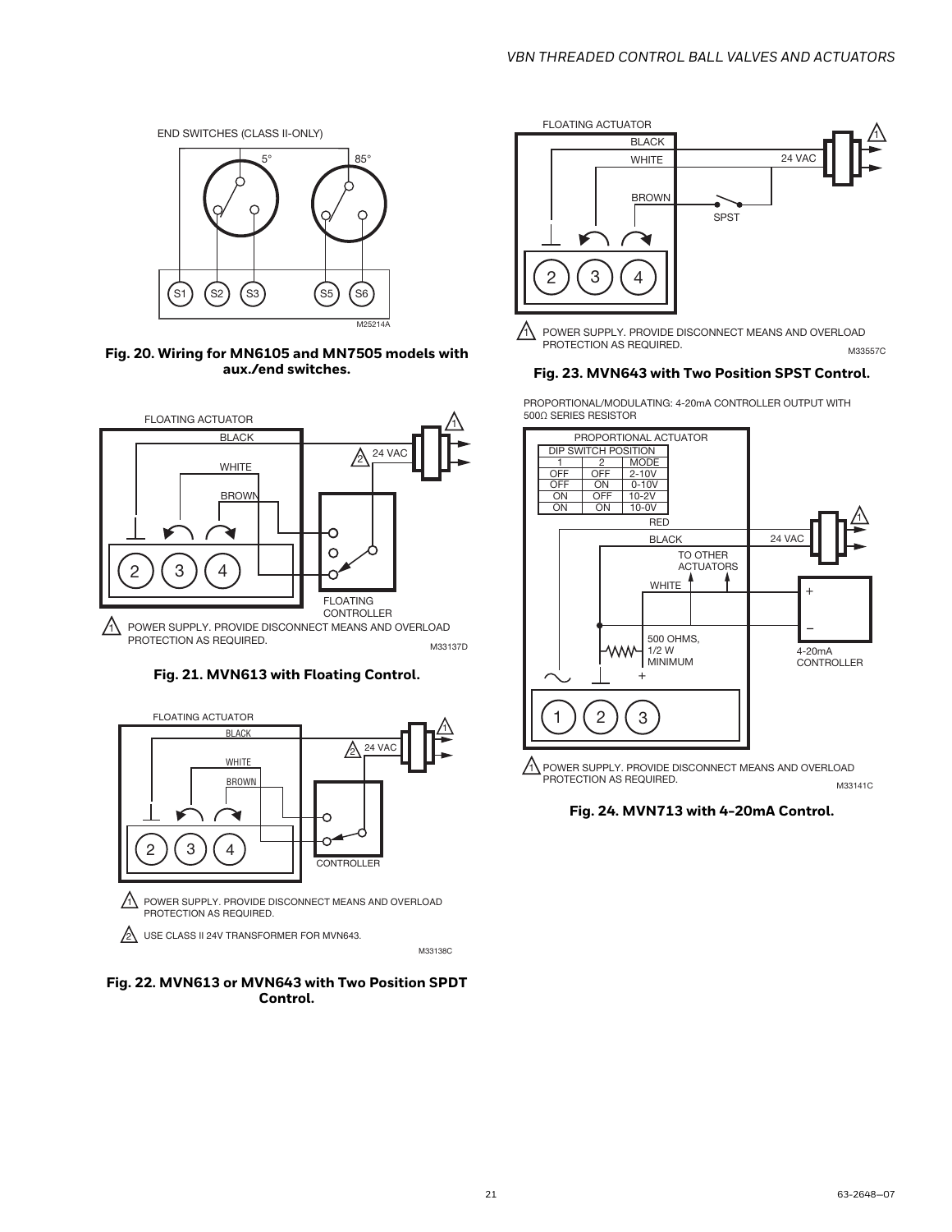END SWITCHES (CLASS II-ONLY)

5° 85°

S1 S2 S3 S5 S6

M25214A

**Fig. 20. Wiring for MN6105 and MN7505 models with aux./end switches.**

FLOATING ACTUATOR

BLACK

WHITE

BROWN

24 VAC

FLOATING CONTROLLER

1 POWER SUPPLY. PROVIDE DISCONNECT MEANS AND OVERLOAD PROTECTION AS REQUIRED.

M33137D

**Fig. 21. MVN613 with Floating Control.**

FLOATING ACTUATOR

BLACK

WHITE

BROWN

24 VAC

CONTROLLER

1 POWER SUPPLY. PROVIDE DISCONNECT MEANS AND OVERLOAD PROTECTION AS REQUIRED.

2 USE CLASS II 24V TRANSFORMER FOR MVN643.

M33138C

**Fig. 22. MVN613 or MVN643 with Two Position SPDT Control.**

FLOATING ACTUATOR

BLACK

WHITE

BROWN

24 VAC

SPST

1 POWER SUPPLY. PROVIDE DISCONNECT MEANS AND OVERLOAD PROTECTION AS REQUIRED.

M33557C

**Fig. 23. MVN643 with Two Position SPST Control.**

PROPORTIONAL/MODULATING: 4-20mA CONTROLLER OUTPUT WITH 500Ω SERIES RESISTOR

PROPORTIONAL ACTUATOR

| DIP SWITCH POSITION | | |
|---|---|---|
| 1 | 2 | MODE |
| OFF | OFF | 2-10V |
| OFF | ON | 0-10V |
| ON | OFF | 10-2V |
| ON | ON | 10-0V |

RED

BLACK

24 VAC

TO OTHER ACTUATORS

WHITE

500 OHMS, 1/2 W MINIMUM

4-20mA CONTROLLER

1 POWER SUPPLY. PROVIDE DISCONNECT MEANS AND OVERLOAD PROTECTION AS REQUIRED.

M33141C

**Fig. 24. MVN713 with 4-20mA Control.**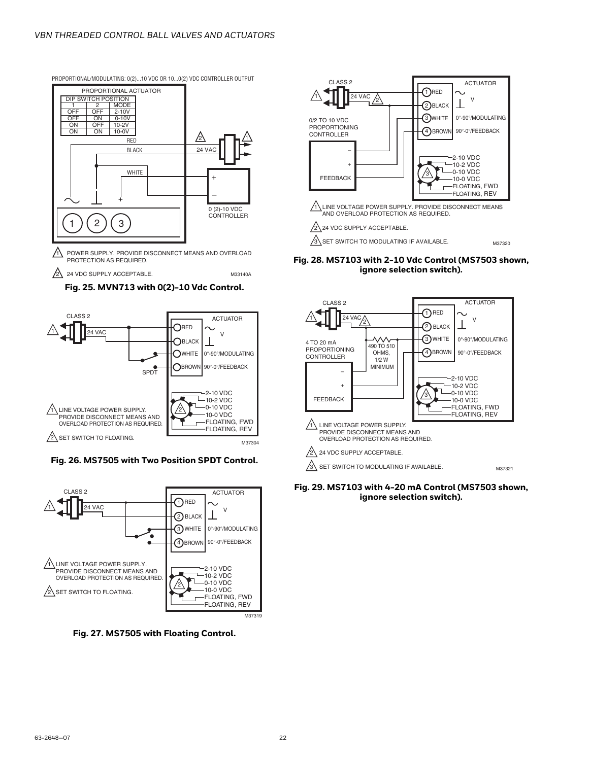PROPORTIONAL/MODULATING: 0(2)...10 VDC OR 10...0(2) VDC CONTROLLER OUTPUT

PROPORTIONAL ACTUATOR

| DIP SWITCH POSITION | | |
|---|---|---|
| 1 | 2 | MODE |
| OFF | OFF | 2-10V |
| OFF | ON | 0-10V |
| ON | OFF | 10-2V |
| ON | ON | 10-0V |

RED

BLACK

WHITE

24 VAC

0 (2)-10 VDC CONTROLLER

1 2 3

1 POWER SUPPLY. PROVIDE DISCONNECT MEANS AND OVERLOAD PROTECTION AS REQUIRED.

2 24 VDC SUPPLY ACCEPTABLE.

M33140A

**Fig. 25. MVN713 with 0(2)-10 Vdc Control.**

CLASS 2

24 VAC

ACTUATOR

RED

BLACK

WHITE 0°-90°/MODULATING

BROWN 90°-0°/FEEDBACK

SPDT

2-10 VDC
10-2 VDC
0-10 VDC
10-0 VDC
FLOATING, FWD
FLOATING, REV

1 LINE VOLTAGE POWER SUPPLY. PROVIDE DISCONNECT MEANS AND OVERLOAD PROTECTION AS REQUIRED.

2 SET SWITCH TO FLOATING.

M37304

**Fig. 26. MS7505 with Two Position SPDT Control.**

CLASS 2

24 VAC

ACTUATOR

1 RED

2 BLACK

3 WHITE 0°-90°/MODULATING

4 BROWN 90°-0°/FEEDBACK

2-10 VDC
10-2 VDC
0-10 VDC
10-0 VDC
FLOATING, FWD
FLOATING, REV

1 LINE VOLTAGE POWER SUPPLY. PROVIDE DISCONNECT MEANS AND OVERLOAD PROTECTION AS REQUIRED.

2 SET SWITCH TO FLOATING.

M37319

**Fig. 27. MS7505 with Floating Control.**

CLASS 2

24 VAC

ACTUATOR

1 RED

2 BLACK

3 WHITE 0°-90°/MODULATING

4 BROWN 90°-0°/FEEDBACK

0/2 TO 10 VDC PROPORTIONING CONTROLLER

FEEDBACK

2-10 VDC
10-2 VDC
0-10 VDC
10-0 VDC
FLOATING, FWD
FLOATING, REV

1 LINE VOLTAGE POWER SUPPLY. PROVIDE DISCONNECT MEANS AND OVERLOAD PROTECTION AS REQUIRED.

2 24 VDC SUPPLY ACCEPTABLE.

3 SET SWITCH TO MODULATING IF AVAILABLE.

M37320

**Fig. 28. MS7103 with 2-10 Vdc Control (MS7503 shown, ignore selection switch).**

CLASS 2

24 VAC

ACTUATOR

1 RED

2 BLACK

3 WHITE 0°-90°/MODULATING

4 BROWN 90°-0°/FEEDBACK

4 TO 20 mA PROPORTIONING CONTROLLER

490 TO 510 OHMS, 1/2 W MINIMUM

FEEDBACK

2-10 VDC
10-2 VDC
0-10 VDC
10-0 VDC
FLOATING, FWD
FLOATING, REV

1 LINE VOLTAGE POWER SUPPLY. PROVIDE DISCONNECT MEANS AND OVERLOAD PROTECTION AS REQUIRED.

2 24 VDC SUPPLY ACCEPTABLE.

3 SET SWITCH TO MODULATING IF AVAILABLE.

M37321

**Fig. 29. MS7103 with 4-20 mA Control (MS7503 shown, ignore selection switch).**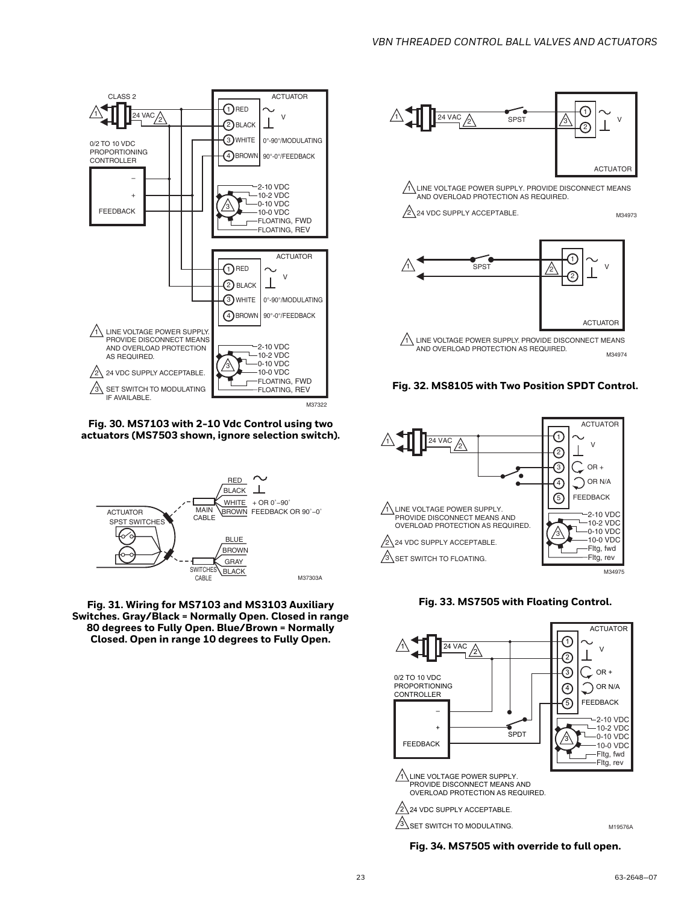**Fig. 30. MS7103 with 2-10 Vdc Control using two actuators (MS7503 shown, ignore selection switch).**

**Fig. 31. Wiring for MS7103 and MS3103 Auxiliary Switches. Gray/Black = Normally Open. Closed in range 80 degrees to Fully Open. Blue/Brown = Normally Closed. Open in range 10 degrees to Fully Open.**

**Fig. 32. MS8105 with Two Position SPDT Control.**

**Fig. 33. MS7505 with Floating Control.**

**Fig. 34. MS7505 with override to full open.**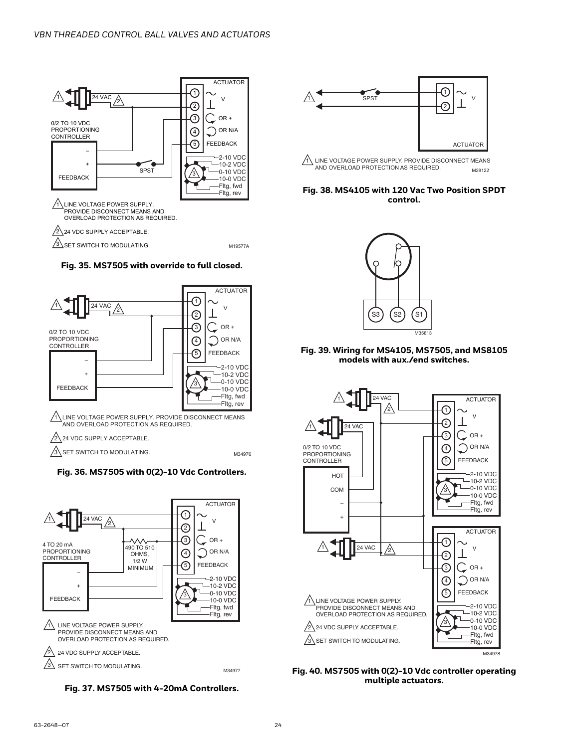ACTUATOR

1 ~ V
2 ⊥
3 OR +
4 OR N/A
5 FEEDBACK

24 VAC

0/2 TO 10 VDC PROPORTIONING CONTROLLER

–
+
FEEDBACK

SPST

2-10 VDC
10-2 VDC
0-10 VDC
10-0 VDC
Fltg, fwd
Fltg, rev

1. LINE VOLTAGE POWER SUPPLY. PROVIDE DISCONNECT MEANS AND OVERLOAD PROTECTION AS REQUIRED.
2. 24 VDC SUPPLY ACCEPTABLE.
3. SET SWITCH TO MODULATING.

M19577A

**Fig. 35. MS7505 with override to full closed.**

ACTUATOR

1 ~ V
2 ⊥
3 OR +
4 OR N/A
5 FEEDBACK

24 VAC

0/2 TO 10 VDC PROPORTIONING CONTROLLER

–
+
FEEDBACK

2-10 VDC
10-2 VDC
0-10 VDC
10-0 VDC
Fltg, fwd
Fltg, rev

1. LINE VOLTAGE POWER SUPPLY. PROVIDE DISCONNECT MEANS AND OVERLOAD PROTECTION AS REQUIRED.
2. 24 VDC SUPPLY ACCEPTABLE.
3. SET SWITCH TO MODULATING.

M34976

**Fig. 36. MS7505 with 0(2)-10 Vdc Controllers.**

ACTUATOR

1 ~ V
2 ⊥
3 OR +
4 OR N/A
5 FEEDBACK

24 VAC

4 TO 20 mA PROPORTIONING CONTROLLER

490 TO 510 OHMS, 1/2 W MINIMUM

–
+
FEEDBACK

2-10 VDC
10-2 VDC
0-10 VDC
10-0 VDC
Fltg, fwd
Fltg, rev

1. LINE VOLTAGE POWER SUPPLY. PROVIDE DISCONNECT MEANS AND OVERLOAD PROTECTION AS REQUIRED.
2. 24 VDC SUPPLY ACCEPTABLE.
3. SET SWITCH TO MODULATING.

M34977

**Fig. 37. MS7505 with 4-20mA Controllers.**

SPST

1 ~ V
2 ⊥

ACTUATOR

1. LINE VOLTAGE POWER SUPPLY. PROVIDE DISCONNECT MEANS AND OVERLOAD PROTECTION AS REQUIRED.

M29122

**Fig. 38. MS4105 with 120 Vac Two Position SPDT control.**

S3 S2 S1

M35813

**Fig. 39. Wiring for MS4105, MS7505, and MS8105 models with aux./end switches.**

24 VAC

24 VAC

0/2 TO 10 VDC PROPORTIONING CONTROLLER

HOT
COM
–
+

ACTUATOR

1 ~ V
2 ⊥
3 OR +
4 OR N/A
5 FEEDBACK

2-10 VDC
10-2 VDC
0-10 VDC
10-0 VDC
Fltg, fwd
Fltg, rev

24 VAC

ACTUATOR

1 ~ V
2 ⊥
3 OR +
4 OR N/A
5 FEEDBACK

2-10 VDC
10-2 VDC
0-10 VDC
10-0 VDC
Fltg, fwd
Fltg, rev

1. LINE VOLTAGE POWER SUPPLY. PROVIDE DISCONNECT MEANS AND OVERLOAD PROTECTION AS REQUIRED.
2. 24 VDC SUPPLY ACCEPTABLE.
3. SET SWITCH TO MODULATING.

M34978

**Fig. 40. MS7505 with 0(2)-10 Vdc controller operating multiple actuators.**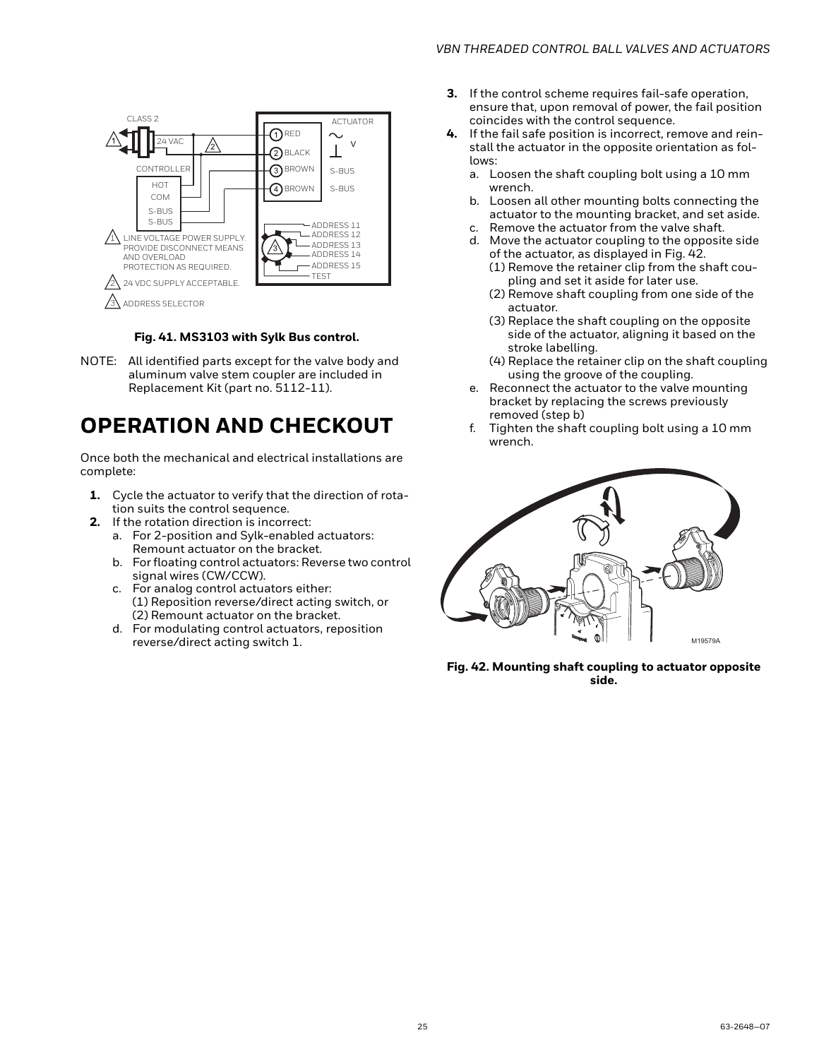**Fig. 41. MS3103 with Sylk Bus control.**

NOTE: All identified parts except for the valve body and aluminum valve stem coupler are included in Replacement Kit (part no. 5112-11).

# OPERATION AND CHECKOUT

Once both the mechanical and electrical installations are complete:

1. Cycle the actuator to verify that the direction of rotation suits the control sequence.
2. If the rotation direction is incorrect:
   a. For 2-position and Sylk-enabled actuators: Remount actuator on the bracket.
   b. For floating control actuators: Reverse two control signal wires (CW/CCW).
   c. For analog control actuators either:
      (1) Reposition reverse/direct acting switch, or
      (2) Remount actuator on the bracket.
   d. For modulating control actuators, reposition reverse/direct acting switch 1.
3. If the control scheme requires fail-safe operation, ensure that, upon removal of power, the fail position coincides with the control sequence.
4. If the fail safe position is incorrect, remove and reinstall the actuator in the opposite orientation as follows:
   a. Loosen the shaft coupling bolt using a 10 mm wrench.
   b. Loosen all other mounting bolts connecting the actuator to the mounting bracket, and set aside.
   c. Remove the actuator from the valve shaft.
   d. Move the actuator coupling to the opposite side of the actuator, as displayed in Fig. 42.
      (1) Remove the retainer clip from the shaft coupling and set it aside for later use.
      (2) Remove shaft coupling from one side of the actuator.
      (3) Replace the shaft coupling on the opposite side of the actuator, aligning it based on the stroke labelling.
      (4) Replace the retainer clip on the shaft coupling using the groove of the coupling.
   e. Reconnect the actuator to the valve mounting bracket by replacing the screws previously removed (step b)
   f. Tighten the shaft coupling bolt using a 10 mm wrench.

**Fig. 42. Mounting shaft coupling to actuator opposite side.**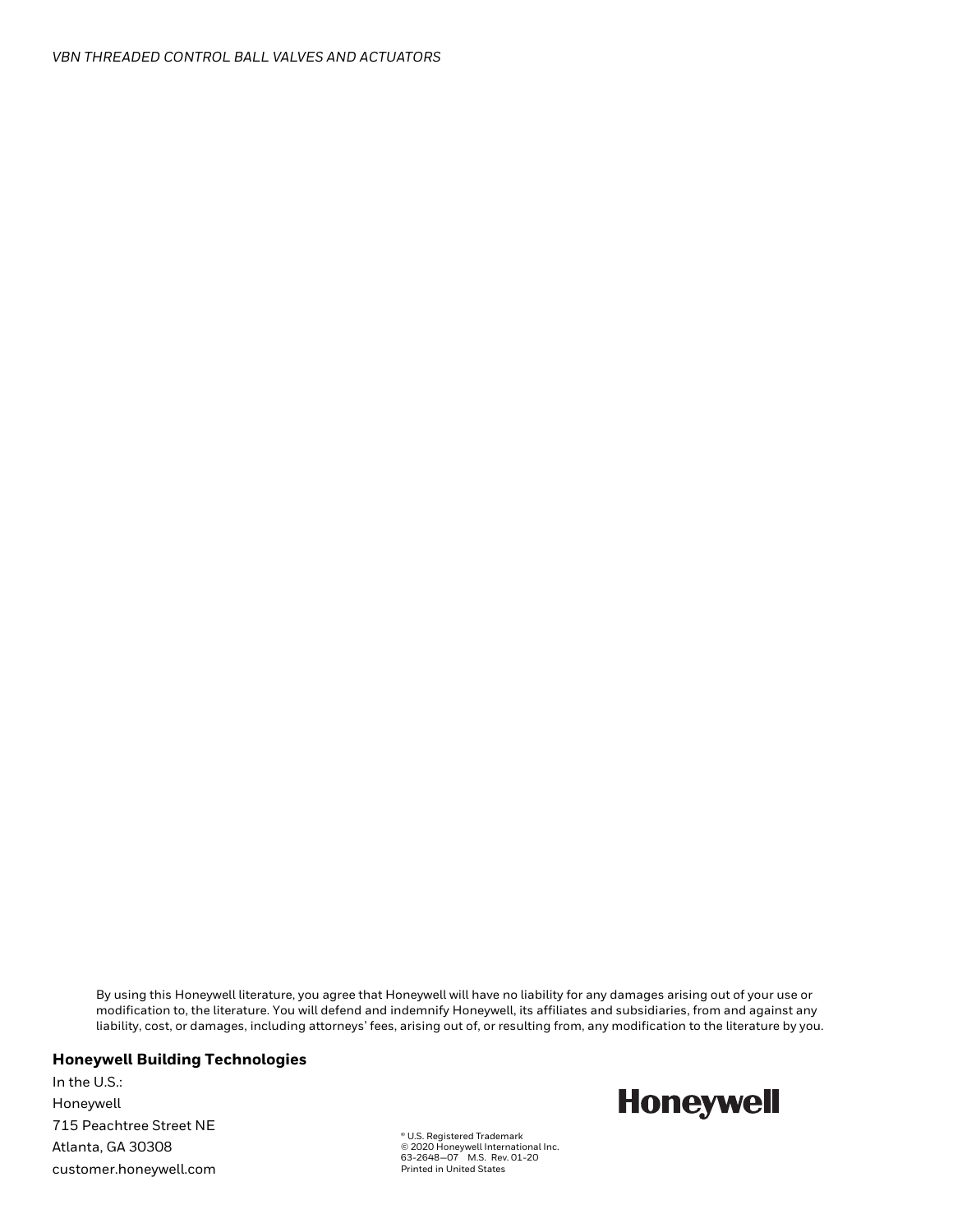By using this Honeywell literature, you agree that Honeywell will have no liability for any damages arising out of your use or modification to, the literature. You will defend and indemnify Honeywell, its affiliates and subsidiaries, from and against any liability, cost, or damages, including attorneys' fees, arising out of, or resulting from, any modification to the literature by you.

**Honeywell Building Technologies**

In the U.S.:
Honeywell
715 Peachtree Street NE
Atlanta, GA 30308
customer.honeywell.com

® U.S. Registered Trademark
© 2020 Honeywell International Inc.
63-2648—07 M.S. Rev. 01-20
Printed in United States

Honeywell